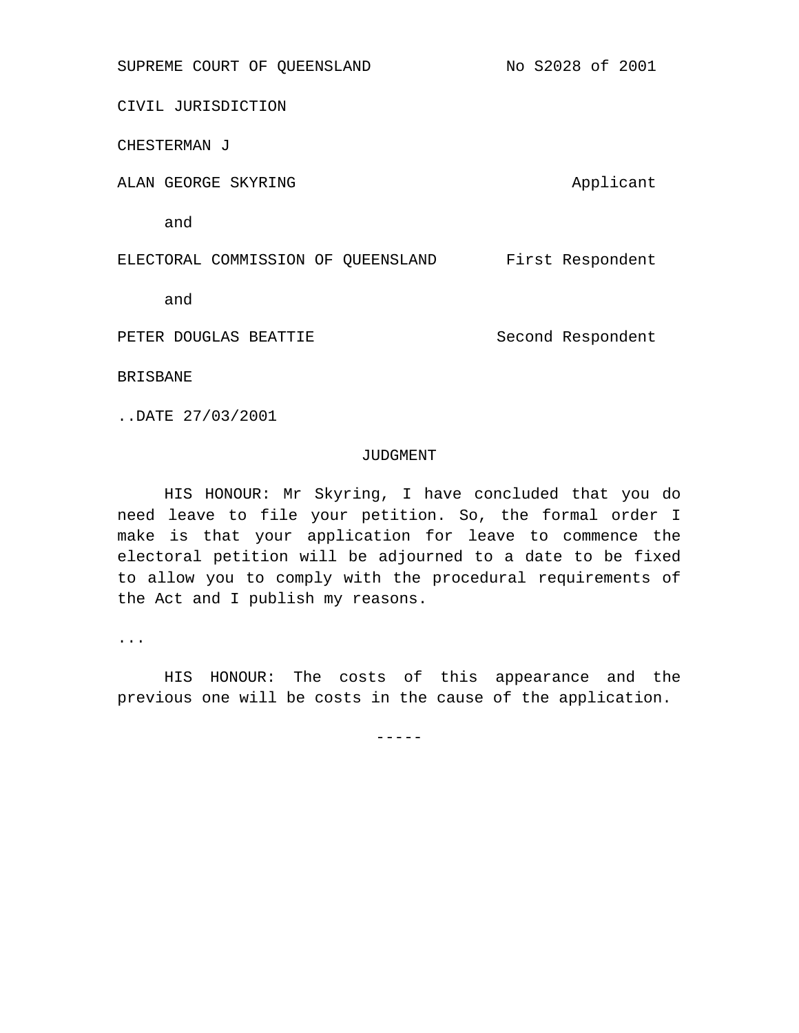SUPREME COURT OF QUEENSLAND No S2028 of 2001

CIVIL JURISDICTION

CHESTERMAN J

ALAN GEORGE SKYRING Applicant

and

ELECTORAL COMMISSION OF QUEENSLAND First Respondent

and

PETER DOUGLAS BEATTIE Second Respondent

BRISBANE

..DATE 27/03/2001

JUDGMENT

HIS HONOUR: Mr Skyring, I have concluded that you do need leave to file your petition. So, the formal order I make is that your application for leave to commence the electoral petition will be adjourned to a date to be fixed to allow you to comply with the procedural requirements of the Act and I publish my reasons.

...

HIS HONOUR: The costs of this appearance and the previous one will be costs in the cause of the application.

-----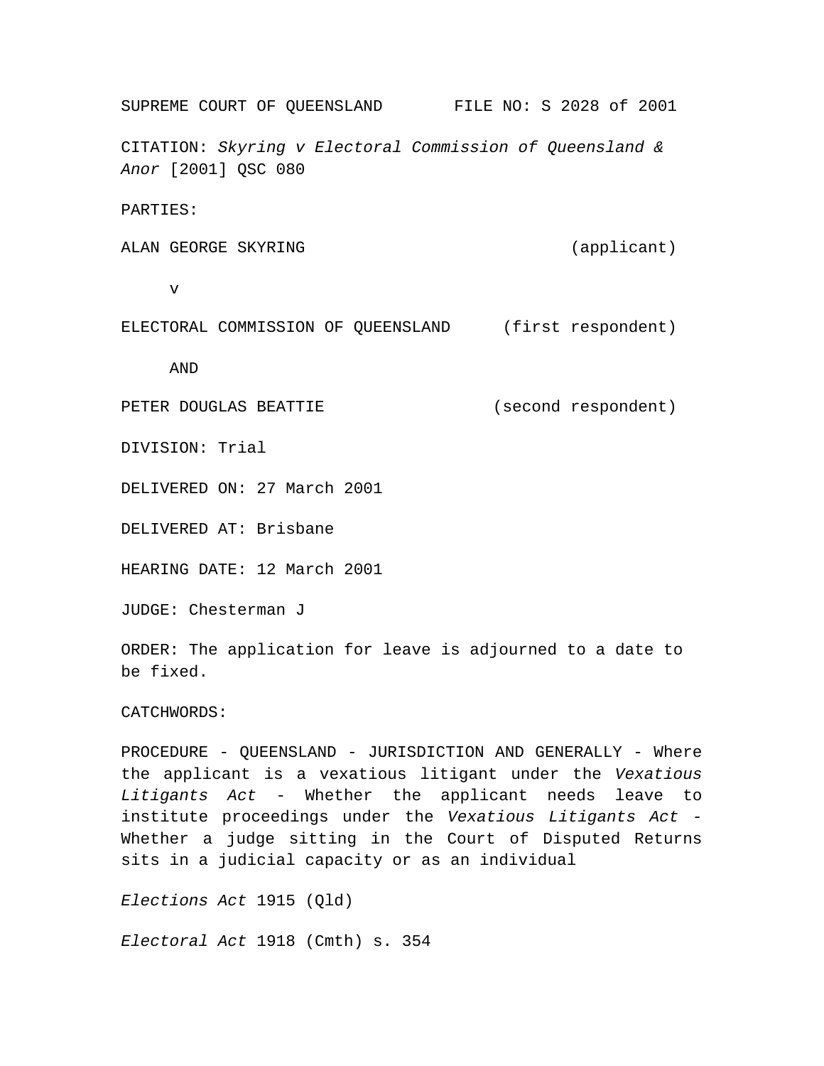SUPREME COURT OF QUEENSLAND FILE NO: S 2028 of 2001

CITATION: *Skyring v Electoral Commission of Queensland & Anor* [2001] QSC 080

PARTIES:

ALAN GEORGE SKYRING (applicant)

v

ELECTORAL COMMISSION OF QUEENSLAND (first respondent)

AND

PETER DOUGLAS BEATTIE (second respondent)

DIVISION: Trial

DELIVERED ON: 27 March 2001

DELIVERED AT: Brisbane

HEARING DATE: 12 March 2001

JUDGE: Chesterman J

ORDER: The application for leave is adjourned to a date to be fixed.

CATCHWORDS:

PROCEDURE - QUEENSLAND - JURISDICTION AND GENERALLY - Where the applicant is a vexatious litigant under the *Vexatious Litigants Act* - Whether the applicant needs leave to institute proceedings under the *Vexatious Litigants Act* - Whether a judge sitting in the Court of Disputed Returns sits in a judicial capacity or as an individual

*Elections Act* 1915 (Qld)

*Electoral Act* 1918 (Cmth) s. 354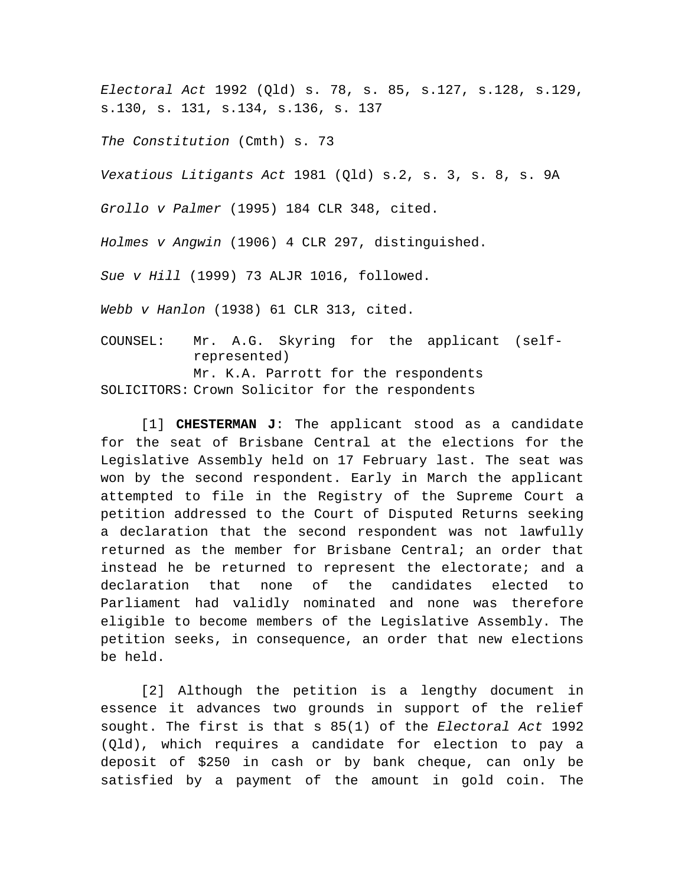*Electoral Act* 1992 (Qld) s. 78, s. 85, s.127, s.128, s.129, s.130, s. 131, s.134, s.136, s. 137

*The Constitution* (Cmth) s. 73

*Vexatious Litigants Act* 1981 (Qld) s.2, s. 3, s. 8, s. 9A

*Grollo v Palmer* (1995) 184 CLR 348, cited.

*Holmes v Angwin* (1906) 4 CLR 297, distinguished.

*Sue v Hill* (1999) 73 ALJR 1016, followed.

*Webb v Hanlon* (1938) 61 CLR 313, cited.

| | |
|---|---|
| COUNSEL: | Mr. A.G. Skyring for the applicant (self-represented) |
| | Mr. K.A. Parrott for the respondents |
| SOLICITORS: | Crown Solicitor for the respondents |

[1] **CHESTERMAN J**: The applicant stood as a candidate for the seat of Brisbane Central at the elections for the Legislative Assembly held on 17 February last. The seat was won by the second respondent. Early in March the applicant attempted to file in the Registry of the Supreme Court a petition addressed to the Court of Disputed Returns seeking a declaration that the second respondent was not lawfully returned as the member for Brisbane Central; an order that instead he be returned to represent the electorate; and a declaration that none of the candidates elected to Parliament had validly nominated and none was therefore eligible to become members of the Legislative Assembly. The petition seeks, in consequence, an order that new elections be held.

[2] Although the petition is a lengthy document in essence it advances two grounds in support of the relief sought. The first is that s 85(1) of the *Electoral Act* 1992 (Qld), which requires a candidate for election to pay a deposit of $250 in cash or by bank cheque, can only be satisfied by a payment of the amount in gold coin. The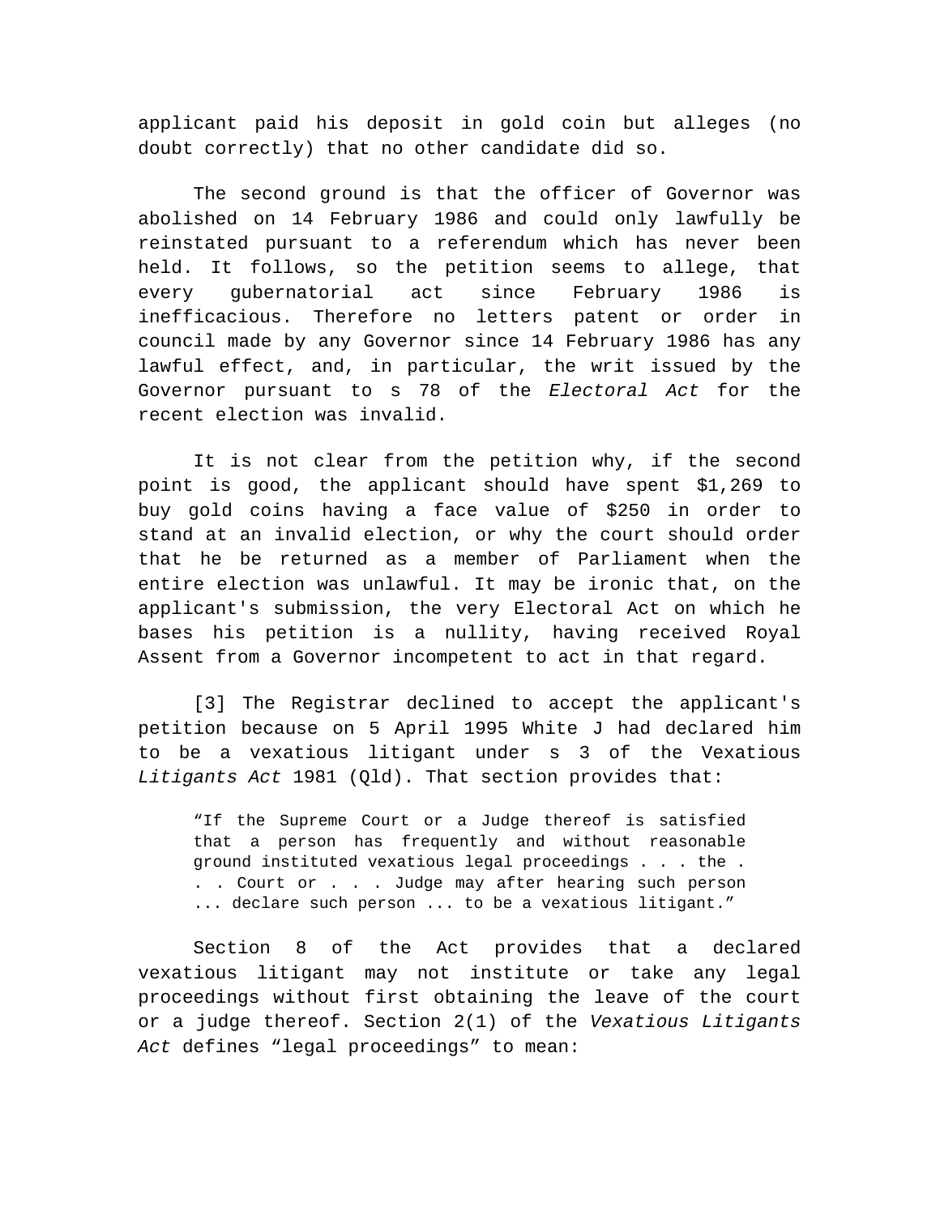applicant paid his deposit in gold coin but alleges (no doubt correctly) that no other candidate did so.

The second ground is that the officer of Governor was abolished on 14 February 1986 and could only lawfully be reinstated pursuant to a referendum which has never been held. It follows, so the petition seems to allege, that every gubernatorial act since February 1986 is inefficacious. Therefore no letters patent or order in council made by any Governor since 14 February 1986 has any lawful effect, and, in particular, the writ issued by the Governor pursuant to s 78 of the *Electoral Act* for the recent election was invalid.

It is not clear from the petition why, if the second point is good, the applicant should have spent $1,269 to buy gold coins having a face value of $250 in order to stand at an invalid election, or why the court should order that he be returned as a member of Parliament when the entire election was unlawful. It may be ironic that, on the applicant's submission, the very Electoral Act on which he bases his petition is a nullity, having received Royal Assent from a Governor incompetent to act in that regard.

[3] The Registrar declined to accept the applicant's petition because on 5 April 1995 White J had declared him to be a vexatious litigant under s 3 of the Vexatious *Litigants Act* 1981 (Qld). That section provides that:

> "If the Supreme Court or a Judge thereof is satisfied that a person has frequently and without reasonable ground instituted vexatious legal proceedings . . . the . . . Court or . . . Judge may after hearing such person ... declare such person ... to be a vexatious litigant."

Section 8 of the Act provides that a declared vexatious litigant may not institute or take any legal proceedings without first obtaining the leave of the court or a judge thereof. Section 2(1) of the *Vexatious Litigants Act* defines "legal proceedings" to mean: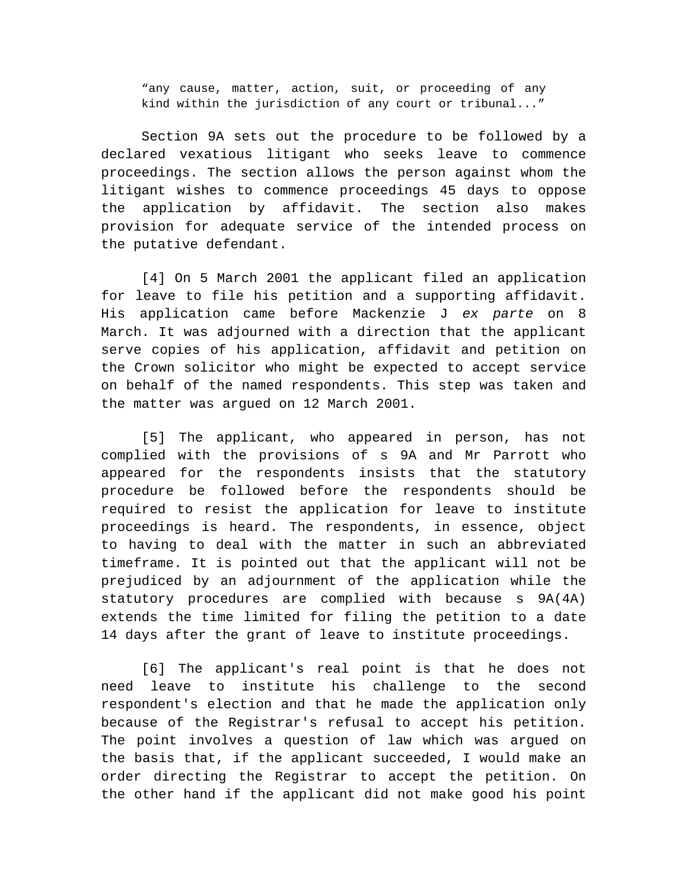> “any cause, matter, action, suit, or proceeding of any kind within the jurisdiction of any court or tribunal...”

Section 9A sets out the procedure to be followed by a declared vexatious litigant who seeks leave to commence proceedings. The section allows the person against whom the litigant wishes to commence proceedings 45 days to oppose the application by affidavit. The section also makes provision for adequate service of the intended process on the putative defendant.

[4] On 5 March 2001 the applicant filed an application for leave to file his petition and a supporting affidavit. His application came before Mackenzie J *ex parte* on 8 March. It was adjourned with a direction that the applicant serve copies of his application, affidavit and petition on the Crown solicitor who might be expected to accept service on behalf of the named respondents. This step was taken and the matter was argued on 12 March 2001.

[5] The applicant, who appeared in person, has not complied with the provisions of s 9A and Mr Parrott who appeared for the respondents insists that the statutory procedure be followed before the respondents should be required to resist the application for leave to institute proceedings is heard. The respondents, in essence, object to having to deal with the matter in such an abbreviated timeframe. It is pointed out that the applicant will not be prejudiced by an adjournment of the application while the statutory procedures are complied with because s 9A(4A) extends the time limited for filing the petition to a date 14 days after the grant of leave to institute proceedings.

[6] The applicant's real point is that he does not need leave to institute his challenge to the second respondent's election and that he made the application only because of the Registrar's refusal to accept his petition. The point involves a question of law which was argued on the basis that, if the applicant succeeded, I would make an order directing the Registrar to accept the petition. On the other hand if the applicant did not make good his point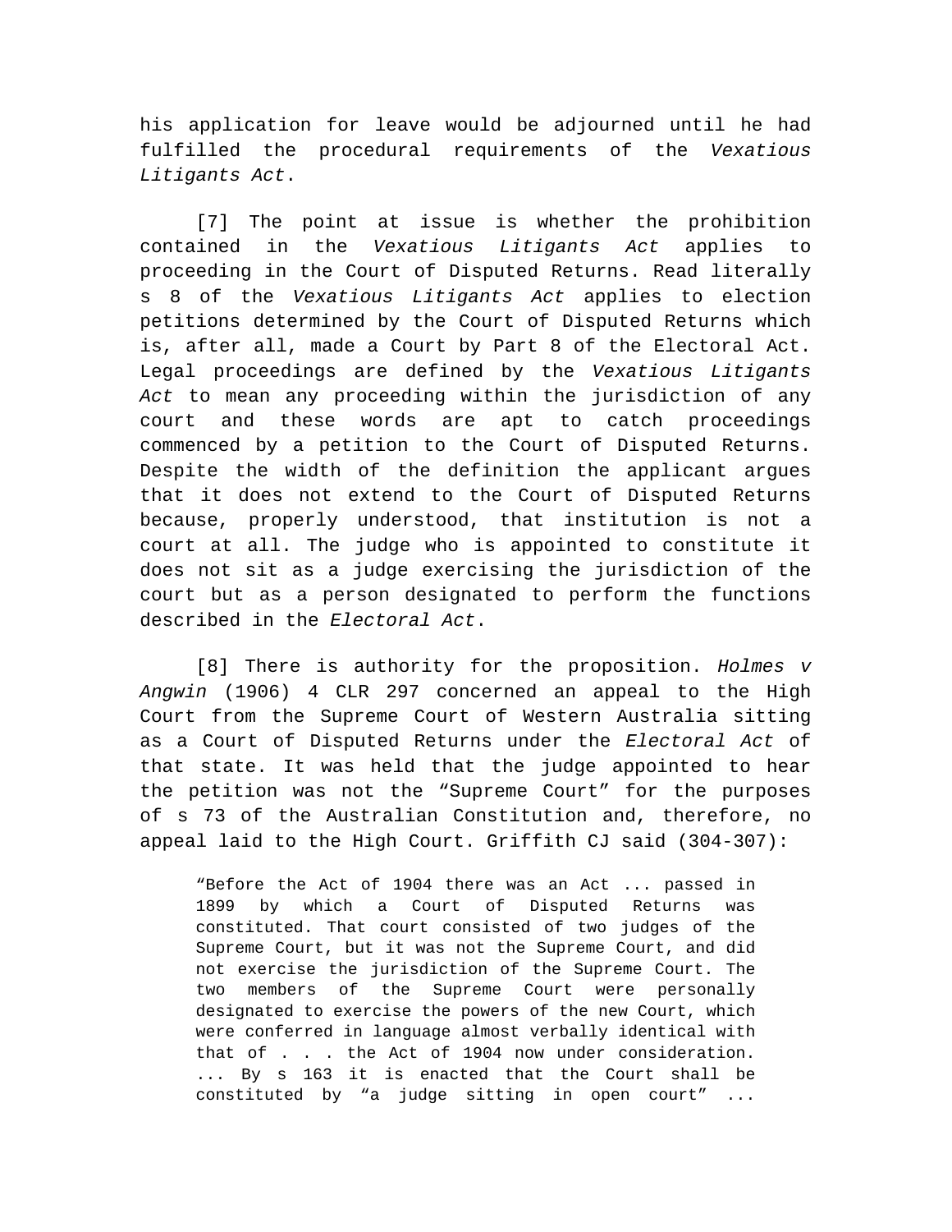his application for leave would be adjourned until he had fulfilled the procedural requirements of the *Vexatious Litigants Act*.

[7] The point at issue is whether the prohibition contained in the *Vexatious Litigants Act* applies to proceeding in the Court of Disputed Returns. Read literally s 8 of the *Vexatious Litigants Act* applies to election petitions determined by the Court of Disputed Returns which is, after all, made a Court by Part 8 of the Electoral Act. Legal proceedings are defined by the *Vexatious Litigants Act* to mean any proceeding within the jurisdiction of any court and these words are apt to catch proceedings commenced by a petition to the Court of Disputed Returns. Despite the width of the definition the applicant argues that it does not extend to the Court of Disputed Returns because, properly understood, that institution is not a court at all. The judge who is appointed to constitute it does not sit as a judge exercising the jurisdiction of the court but as a person designated to perform the functions described in the *Electoral Act*.

[8] There is authority for the proposition. *Holmes v Angwin* (1906) 4 CLR 297 concerned an appeal to the High Court from the Supreme Court of Western Australia sitting as a Court of Disputed Returns under the *Electoral Act* of that state. It was held that the judge appointed to hear the petition was not the "Supreme Court" for the purposes of s 73 of the Australian Constitution and, therefore, no appeal laid to the High Court. Griffith CJ said (304-307):

> "Before the Act of 1904 there was an Act ... passed in 1899 by which a Court of Disputed Returns was constituted. That court consisted of two judges of the Supreme Court, but it was not the Supreme Court, and did not exercise the jurisdiction of the Supreme Court. The two members of the Supreme Court were personally designated to exercise the powers of the new Court, which were conferred in language almost verbally identical with that of . . . the Act of 1904 now under consideration. ... By s 163 it is enacted that the Court shall be constituted by "a judge sitting in open court" ...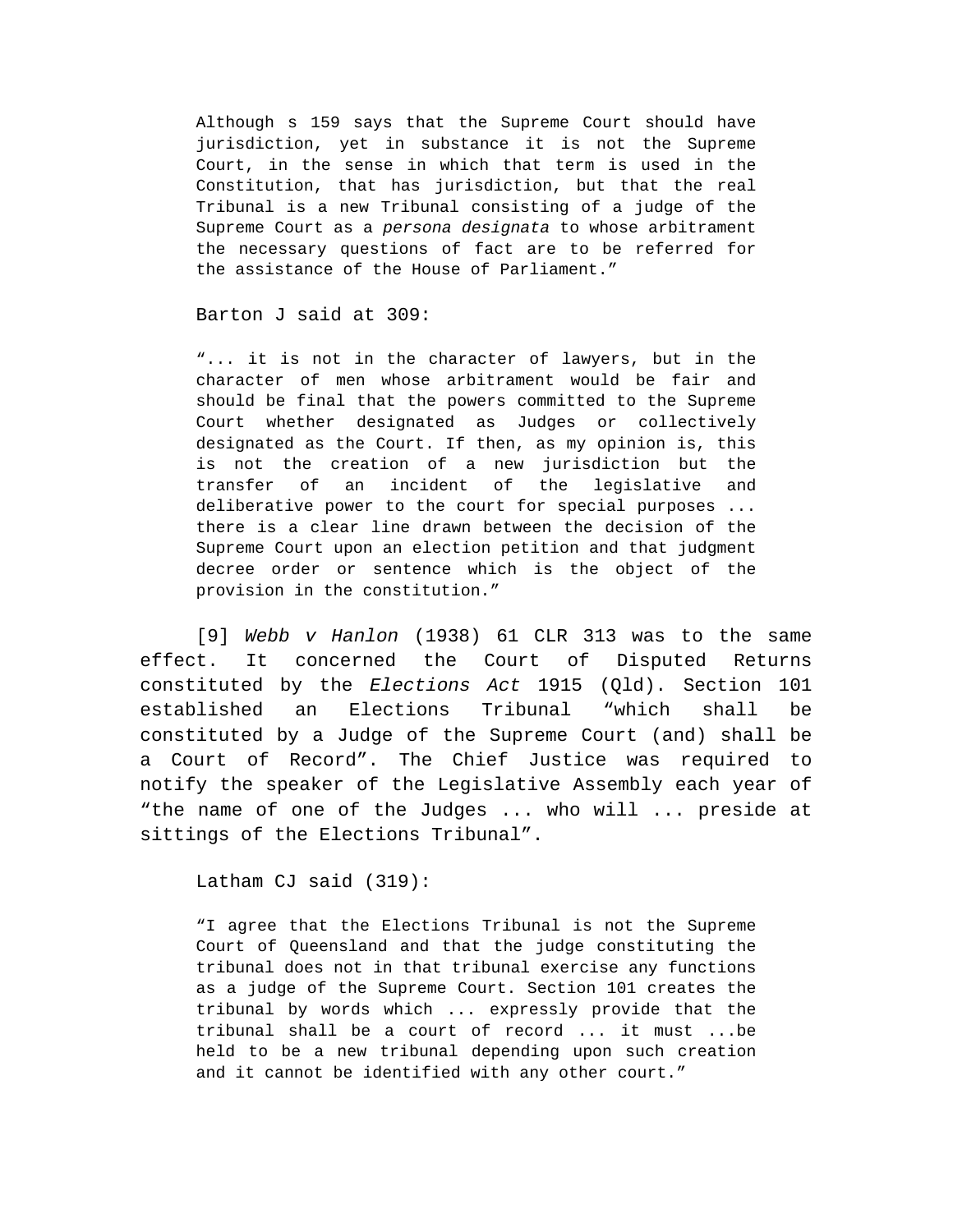> Although s 159 says that the Supreme Court should have jurisdiction, yet in substance it is not the Supreme Court, in the sense in which that term is used in the Constitution, that has jurisdiction, but that the real Tribunal is a new Tribunal consisting of a judge of the Supreme Court as a *persona designata* to whose arbitrament the necessary questions of fact are to be referred for the assistance of the House of Parliament."

Barton J said at 309:

> "... it is not in the character of lawyers, but in the character of men whose arbitrament would be fair and should be final that the powers committed to the Supreme Court whether designated as Judges or collectively designated as the Court. If then, as my opinion is, this is not the creation of a new jurisdiction but the transfer of an incident of the legislative and deliberative power to the court for special purposes ... there is a clear line drawn between the decision of the Supreme Court upon an election petition and that judgment decree order or sentence which is the object of the provision in the constitution."

[9] *Webb v Hanlon* (1938) 61 CLR 313 was to the same effect. It concerned the Court of Disputed Returns constituted by the *Elections Act* 1915 (Qld). Section 101 established an Elections Tribunal "which shall be constituted by a Judge of the Supreme Court (and) shall be a Court of Record". The Chief Justice was required to notify the speaker of the Legislative Assembly each year of "the name of one of the Judges ... who will ... preside at sittings of the Elections Tribunal".

Latham CJ said (319):

> "I agree that the Elections Tribunal is not the Supreme Court of Queensland and that the judge constituting the tribunal does not in that tribunal exercise any functions as a judge of the Supreme Court. Section 101 creates the tribunal by words which ... expressly provide that the tribunal shall be a court of record ... it must ...be held to be a new tribunal depending upon such creation and it cannot be identified with any other court."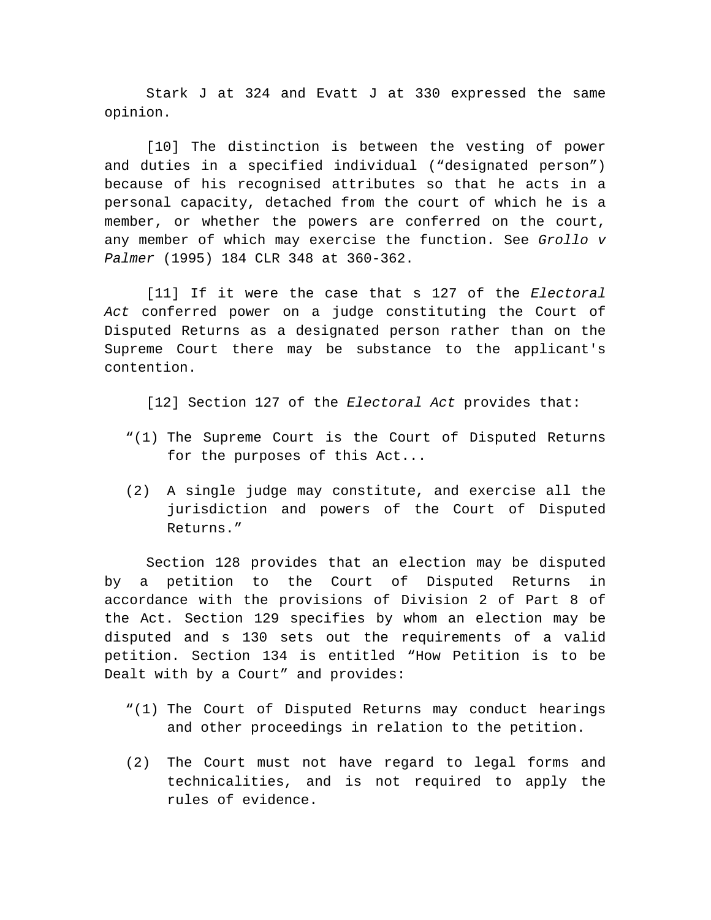Stark J at 324 and Evatt J at 330 expressed the same opinion.

[10] The distinction is between the vesting of power and duties in a specified individual (“designated person”) because of his recognised attributes so that he acts in a personal capacity, detached from the court of which he is a member, or whether the powers are conferred on the court, any member of which may exercise the function. See *Grollo v Palmer* (1995) 184 CLR 348 at 360-362.

[11] If it were the case that s 127 of the *Electoral Act* conferred power on a judge constituting the Court of Disputed Returns as a designated person rather than on the Supreme Court there may be substance to the applicant's contention.

[12] Section 127 of the *Electoral Act* provides that:

> “(1) The Supreme Court is the Court of Disputed Returns for the purposes of this Act...
>
> (2) A single judge may constitute, and exercise all the jurisdiction and powers of the Court of Disputed Returns.”

Section 128 provides that an election may be disputed by a petition to the Court of Disputed Returns in accordance with the provisions of Division 2 of Part 8 of the Act. Section 129 specifies by whom an election may be disputed and s 130 sets out the requirements of a valid petition. Section 134 is entitled “How Petition is to be Dealt with by a Court” and provides:

> “(1) The Court of Disputed Returns may conduct hearings and other proceedings in relation to the petition.
>
> (2) The Court must not have regard to legal forms and technicalities, and is not required to apply the rules of evidence.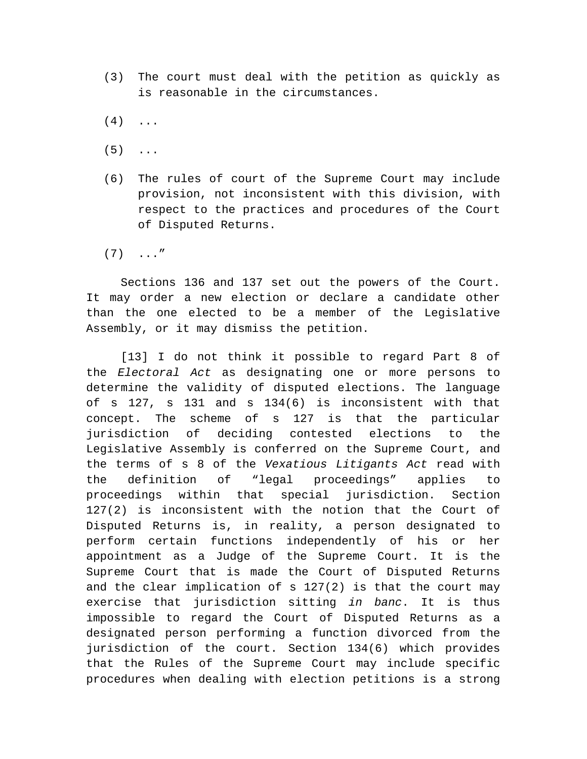(3) The court must deal with the petition as quickly as is reasonable in the circumstances.

(4) ...

(5) ...

(6) The rules of court of the Supreme Court may include provision, not inconsistent with this division, with respect to the practices and procedures of the Court of Disputed Returns.

(7) ...”

Sections 136 and 137 set out the powers of the Court. It may order a new election or declare a candidate other than the one elected to be a member of the Legislative Assembly, or it may dismiss the petition.

[13] I do not think it possible to regard Part 8 of the *Electoral Act* as designating one or more persons to determine the validity of disputed elections. The language of s 127, s 131 and s 134(6) is inconsistent with that concept. The scheme of s 127 is that the particular jurisdiction of deciding contested elections to the Legislative Assembly is conferred on the Supreme Court, and the terms of s 8 of the *Vexatious Litigants Act* read with the definition of “legal proceedings” applies to proceedings within that special jurisdiction. Section 127(2) is inconsistent with the notion that the Court of Disputed Returns is, in reality, a person designated to perform certain functions independently of his or her appointment as a Judge of the Supreme Court. It is the Supreme Court that is made the Court of Disputed Returns and the clear implication of s 127(2) is that the court may exercise that jurisdiction sitting *in banc*. It is thus impossible to regard the Court of Disputed Returns as a designated person performing a function divorced from the jurisdiction of the court. Section 134(6) which provides that the Rules of the Supreme Court may include specific procedures when dealing with election petitions is a strong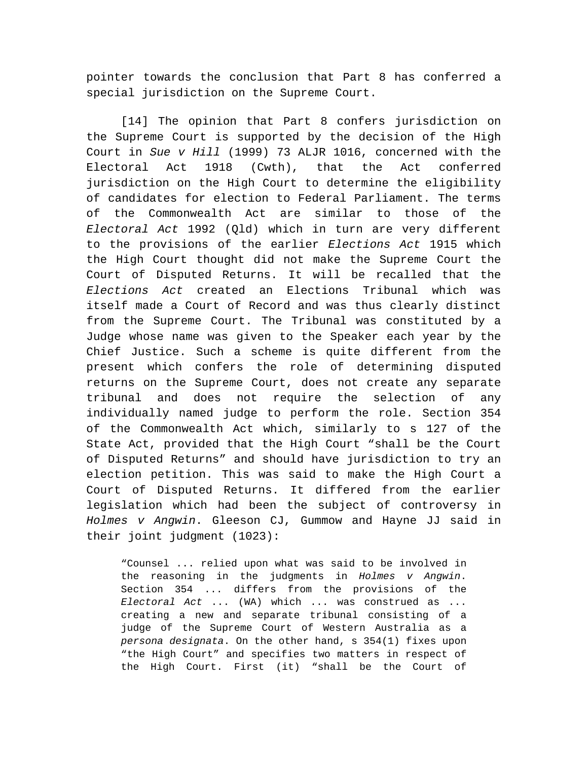pointer towards the conclusion that Part 8 has conferred a special jurisdiction on the Supreme Court.

[14] The opinion that Part 8 confers jurisdiction on the Supreme Court is supported by the decision of the High Court in *Sue v Hill* (1999) 73 ALJR 1016, concerned with the Electoral Act 1918 (Cwth), that the Act conferred jurisdiction on the High Court to determine the eligibility of candidates for election to Federal Parliament. The terms of the Commonwealth Act are similar to those of the *Electoral Act* 1992 (Qld) which in turn are very different to the provisions of the earlier *Elections Act* 1915 which the High Court thought did not make the Supreme Court the Court of Disputed Returns. It will be recalled that the *Elections Act* created an Elections Tribunal which was itself made a Court of Record and was thus clearly distinct from the Supreme Court. The Tribunal was constituted by a Judge whose name was given to the Speaker each year by the Chief Justice. Such a scheme is quite different from the present which confers the role of determining disputed returns on the Supreme Court, does not create any separate tribunal and does not require the selection of any individually named judge to perform the role. Section 354 of the Commonwealth Act which, similarly to s 127 of the State Act, provided that the High Court "shall be the Court of Disputed Returns" and should have jurisdiction to try an election petition. This was said to make the High Court a Court of Disputed Returns. It differed from the earlier legislation which had been the subject of controversy in *Holmes v Angwin*. Gleeson CJ, Gummow and Hayne JJ said in their joint judgment (1023):

> "Counsel ... relied upon what was said to be involved in the reasoning in the judgments in *Holmes v Angwin*. Section 354 ... differs from the provisions of the *Electoral Act* ... (WA) which ... was construed as ... creating a new and separate tribunal consisting of a judge of the Supreme Court of Western Australia as a *persona designata*. On the other hand, s 354(1) fixes upon "the High Court" and specifies two matters in respect of the High Court. First (it) "shall be the Court of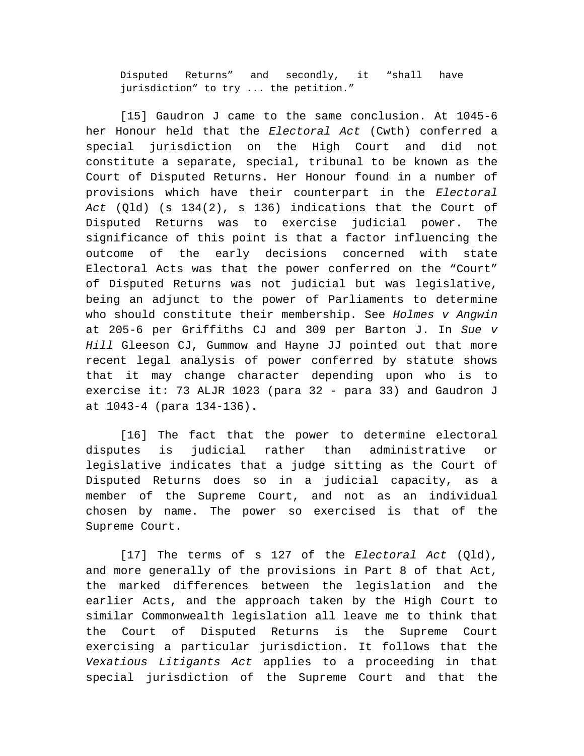> Disputed Returns" and secondly, it "shall have jurisdiction" to try ... the petition."

[15] Gaudron J came to the same conclusion. At 1045-6 her Honour held that the *Electoral Act* (Cwth) conferred a special jurisdiction on the High Court and did not constitute a separate, special, tribunal to be known as the Court of Disputed Returns. Her Honour found in a number of provisions which have their counterpart in the *Electoral Act* (Qld) (s 134(2), s 136) indications that the Court of Disputed Returns was to exercise judicial power. The significance of this point is that a factor influencing the outcome of the early decisions concerned with state Electoral Acts was that the power conferred on the "Court" of Disputed Returns was not judicial but was legislative, being an adjunct to the power of Parliaments to determine who should constitute their membership. See *Holmes v Angwin* at 205-6 per Griffiths CJ and 309 per Barton J. In *Sue v Hill* Gleeson CJ, Gummow and Hayne JJ pointed out that more recent legal analysis of power conferred by statute shows that it may change character depending upon who is to exercise it: 73 ALJR 1023 (para 32 - para 33) and Gaudron J at 1043-4 (para 134-136).

[16] The fact that the power to determine electoral disputes is judicial rather than administrative or legislative indicates that a judge sitting as the Court of Disputed Returns does so in a judicial capacity, as a member of the Supreme Court, and not as an individual chosen by name. The power so exercised is that of the Supreme Court.

[17] The terms of s 127 of the *Electoral Act* (Qld), and more generally of the provisions in Part 8 of that Act, the marked differences between the legislation and the earlier Acts, and the approach taken by the High Court to similar Commonwealth legislation all leave me to think that the Court of Disputed Returns is the Supreme Court exercising a particular jurisdiction. It follows that the *Vexatious Litigants Act* applies to a proceeding in that special jurisdiction of the Supreme Court and that the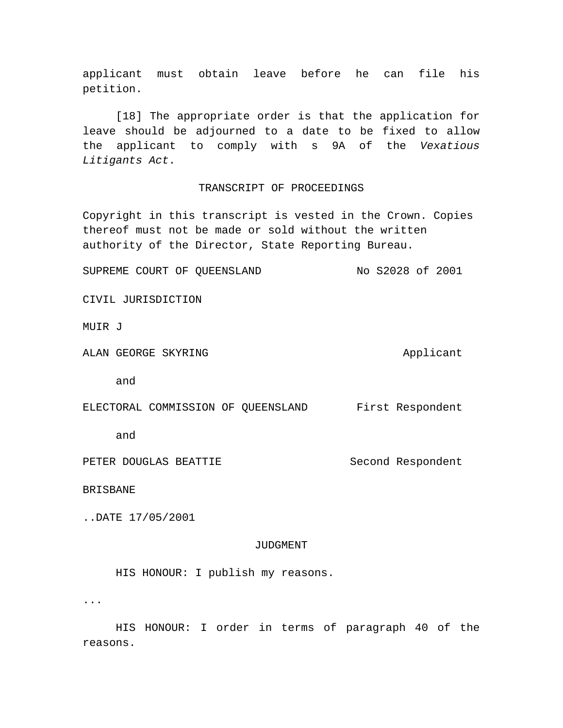applicant must obtain leave before he can file his petition.

[18] The appropriate order is that the application for leave should be adjourned to a date to be fixed to allow the applicant to comply with s 9A of the *Vexatious Litigants Act*.

TRANSCRIPT OF PROCEEDINGS

Copyright in this transcript is vested in the Crown. Copies thereof must not be made or sold without the written authority of the Director, State Reporting Bureau.

SUPREME COURT OF QUEENSLAND No S2028 of 2001

CIVIL JURISDICTION

MUIR J

ALAN GEORGE SKYRING Applicant

and

ELECTORAL COMMISSION OF QUEENSLAND First Respondent

and

PETER DOUGLAS BEATTIE Second Respondent

BRISBANE

..DATE 17/05/2001

JUDGMENT

HIS HONOUR: I publish my reasons.

...

HIS HONOUR: I order in terms of paragraph 40 of the reasons.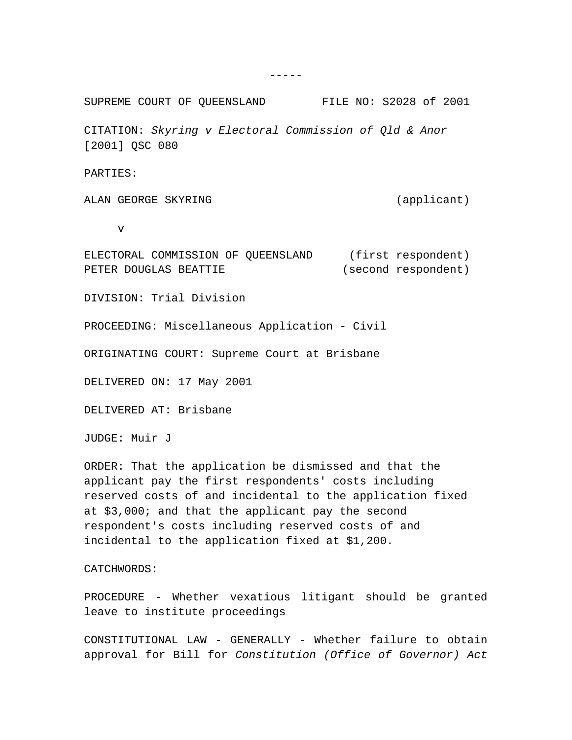-----

SUPREME COURT OF QUEENSLAND FILE NO: S2028 of 2001

CITATION: *Skyring v Electoral Commission of Qld & Anor* [2001] QSC 080

PARTIES:

ALAN GEORGE SKYRING (applicant)

v

ELECTORAL COMMISSION OF QUEENSLAND (first respondent)
PETER DOUGLAS BEATTIE (second respondent)

DIVISION: Trial Division

PROCEEDING: Miscellaneous Application - Civil

ORIGINATING COURT: Supreme Court at Brisbane

DELIVERED ON: 17 May 2001

DELIVERED AT: Brisbane

JUDGE: Muir J

ORDER: That the application be dismissed and that the applicant pay the first respondents' costs including reserved costs of and incidental to the application fixed at $3,000; and that the applicant pay the second respondent's costs including reserved costs of and incidental to the application fixed at $1,200.

CATCHWORDS:

PROCEDURE - Whether vexatious litigant should be granted leave to institute proceedings

CONSTITUTIONAL LAW - GENERALLY - Whether failure to obtain approval for Bill for *Constitution (Office of Governor) Act*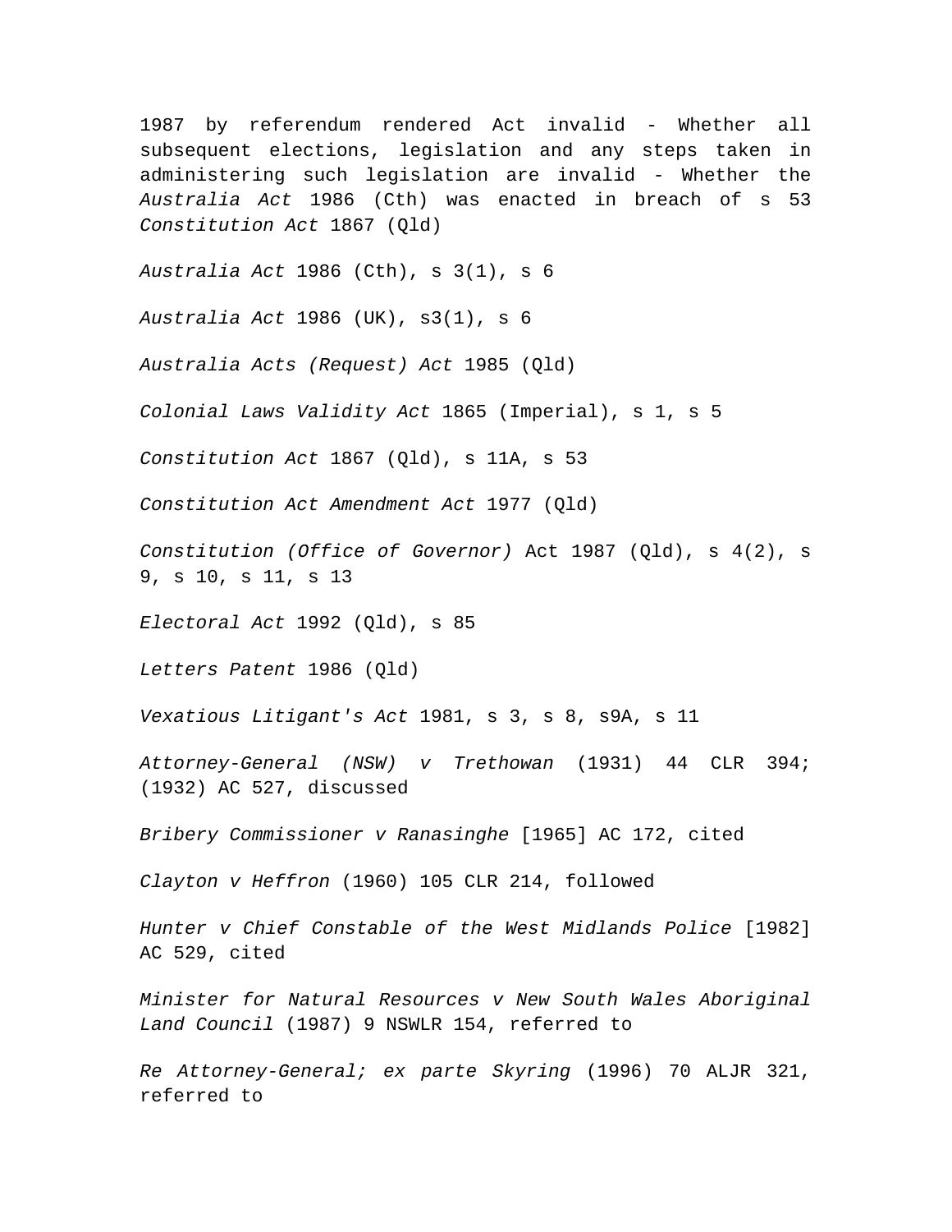1987 by referendum rendered Act invalid - Whether all subsequent elections, legislation and any steps taken in administering such legislation are invalid - Whether the *Australia Act* 1986 (Cth) was enacted in breach of s 53 *Constitution Act* 1867 (Qld)

*Australia Act* 1986 (Cth), s 3(1), s 6

*Australia Act* 1986 (UK), s3(1), s 6

*Australia Acts (Request) Act* 1985 (Qld)

*Colonial Laws Validity Act* 1865 (Imperial), s 1, s 5

*Constitution Act* 1867 (Qld), s 11A, s 53

*Constitution Act Amendment Act* 1977 (Qld)

*Constitution (Office of Governor)* Act 1987 (Qld), s 4(2), s 9, s 10, s 11, s 13

*Electoral Act* 1992 (Qld), s 85

*Letters Patent* 1986 (Qld)

*Vexatious Litigant's Act* 1981, s 3, s 8, s9A, s 11

*Attorney-General (NSW) v Trethowan* (1931) 44 CLR 394; (1932) AC 527, discussed

*Bribery Commissioner v Ranasinghe* [1965] AC 172, cited

*Clayton v Heffron* (1960) 105 CLR 214, followed

*Hunter v Chief Constable of the West Midlands Police* [1982] AC 529, cited

*Minister for Natural Resources v New South Wales Aboriginal Land Council* (1987) 9 NSWLR 154, referred to

*Re Attorney-General; ex parte Skyring* (1996) 70 ALJR 321, referred to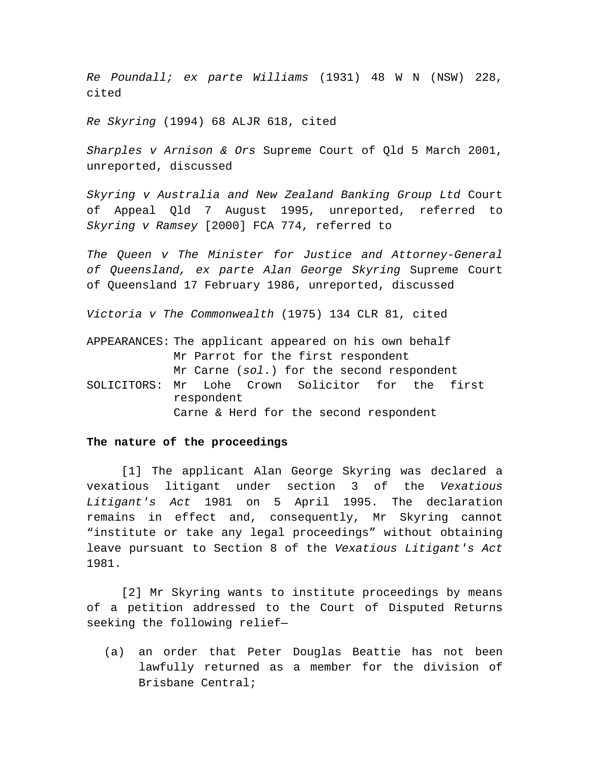*Re Poundall; ex parte Williams* (1931) 48 W N (NSW) 228, cited

*Re Skyring* (1994) 68 ALJR 618, cited

*Sharples v Arnison & Ors* Supreme Court of Qld 5 March 2001, unreported, discussed

*Skyring v Australia and New Zealand Banking Group Ltd* Court of Appeal Qld 7 August 1995, unreported, referred to *Skyring v Ramsey* [2000] FCA 774, referred to

*The Queen v The Minister for Justice and Attorney-General of Queensland, ex parte Alan George Skyring* Supreme Court of Queensland 17 February 1986, unreported, discussed

*Victoria v The Commonwealth* (1975) 134 CLR 81, cited

| | |
|---|---|
| APPEARANCES: | The applicant appeared on his own behalf<br>Mr Parrot for the first respondent<br>Mr Carne (*sol*.) for the second respondent |
| SOLICITORS: | Mr Lohe Crown Solicitor for the first respondent<br>Carne & Herd for the second respondent |

**The nature of the proceedings**

[1] The applicant Alan George Skyring was declared a vexatious litigant under section 3 of the *Vexatious Litigant's Act* 1981 on 5 April 1995. The declaration remains in effect and, consequently, Mr Skyring cannot "institute or take any legal proceedings" without obtaining leave pursuant to Section 8 of the *Vexatious Litigant's Act* 1981.

[2] Mr Skyring wants to institute proceedings by means of a petition addressed to the Court of Disputed Returns seeking the following relief—

(a) an order that Peter Douglas Beattie has not been lawfully returned as a member for the division of Brisbane Central;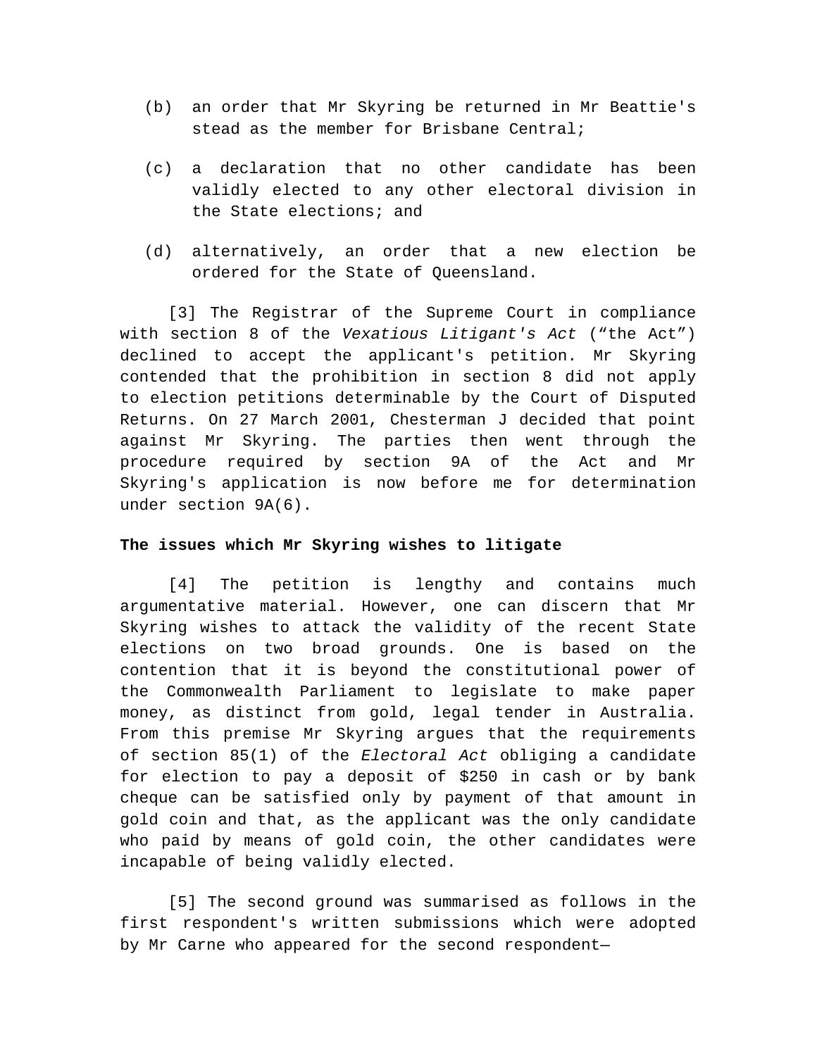(b) an order that Mr Skyring be returned in Mr Beattie's stead as the member for Brisbane Central;

(c) a declaration that no other candidate has been validly elected to any other electoral division in the State elections; and

(d) alternatively, an order that a new election be ordered for the State of Queensland.

[3] The Registrar of the Supreme Court in compliance with section 8 of the *Vexatious Litigant's Act* ("the Act") declined to accept the applicant's petition. Mr Skyring contended that the prohibition in section 8 did not apply to election petitions determinable by the Court of Disputed Returns. On 27 March 2001, Chesterman J decided that point against Mr Skyring. The parties then went through the procedure required by section 9A of the Act and Mr Skyring's application is now before me for determination under section 9A(6).

**The issues which Mr Skyring wishes to litigate**

[4] The petition is lengthy and contains much argumentative material. However, one can discern that Mr Skyring wishes to attack the validity of the recent State elections on two broad grounds. One is based on the contention that it is beyond the constitutional power of the Commonwealth Parliament to legislate to make paper money, as distinct from gold, legal tender in Australia. From this premise Mr Skyring argues that the requirements of section 85(1) of the *Electoral Act* obliging a candidate for election to pay a deposit of $250 in cash or by bank cheque can be satisfied only by payment of that amount in gold coin and that, as the applicant was the only candidate who paid by means of gold coin, the other candidates were incapable of being validly elected.

[5] The second ground was summarised as follows in the first respondent's written submissions which were adopted by Mr Carne who appeared for the second respondent—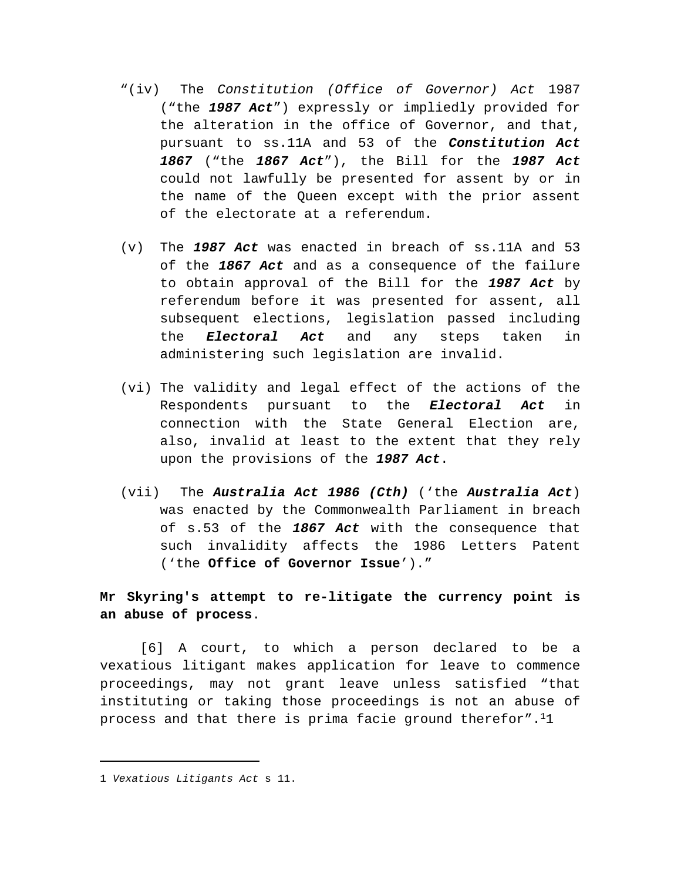"(iv) The *Constitution (Office of Governor) Act* 1987 ("the ***1987 Act***") expressly or impliedly provided for the alteration in the office of Governor, and that, pursuant to ss.11A and 53 of the ***Constitution Act 1867*** ("the ***1867 Act***"), the Bill for the ***1987 Act*** could not lawfully be presented for assent by or in the name of the Queen except with the prior assent of the electorate at a referendum.

(v) The ***1987 Act*** was enacted in breach of ss.11A and 53 of the ***1867 Act*** and as a consequence of the failure to obtain approval of the Bill for the ***1987 Act*** by referendum before it was presented for assent, all subsequent elections, legislation passed including the ***Electoral Act*** and any steps taken in administering such legislation are invalid.

(vi) The validity and legal effect of the actions of the Respondents pursuant to the ***Electoral Act*** in connection with the State General Election are, also, invalid at least to the extent that they rely upon the provisions of the ***1987 Act***.

(vii) The ***Australia Act 1986 (Cth)*** ('the ***Australia Act***) was enacted by the Commonwealth Parliament in breach of s.53 of the ***1867 Act*** with the consequence that such invalidity affects the 1986 Letters Patent ('the **Office of Governor Issue**')."

**Mr Skyring's attempt to re-litigate the currency point is an abuse of process**.

[6] A court, to which a person declared to be a vexatious litigant makes application for leave to commence proceedings, may not grant leave unless satisfied "that instituting or taking those proceedings is not an abuse of process and that there is prima facie ground therefor".[1]

1 *Vexatious Litigants Act* s 11.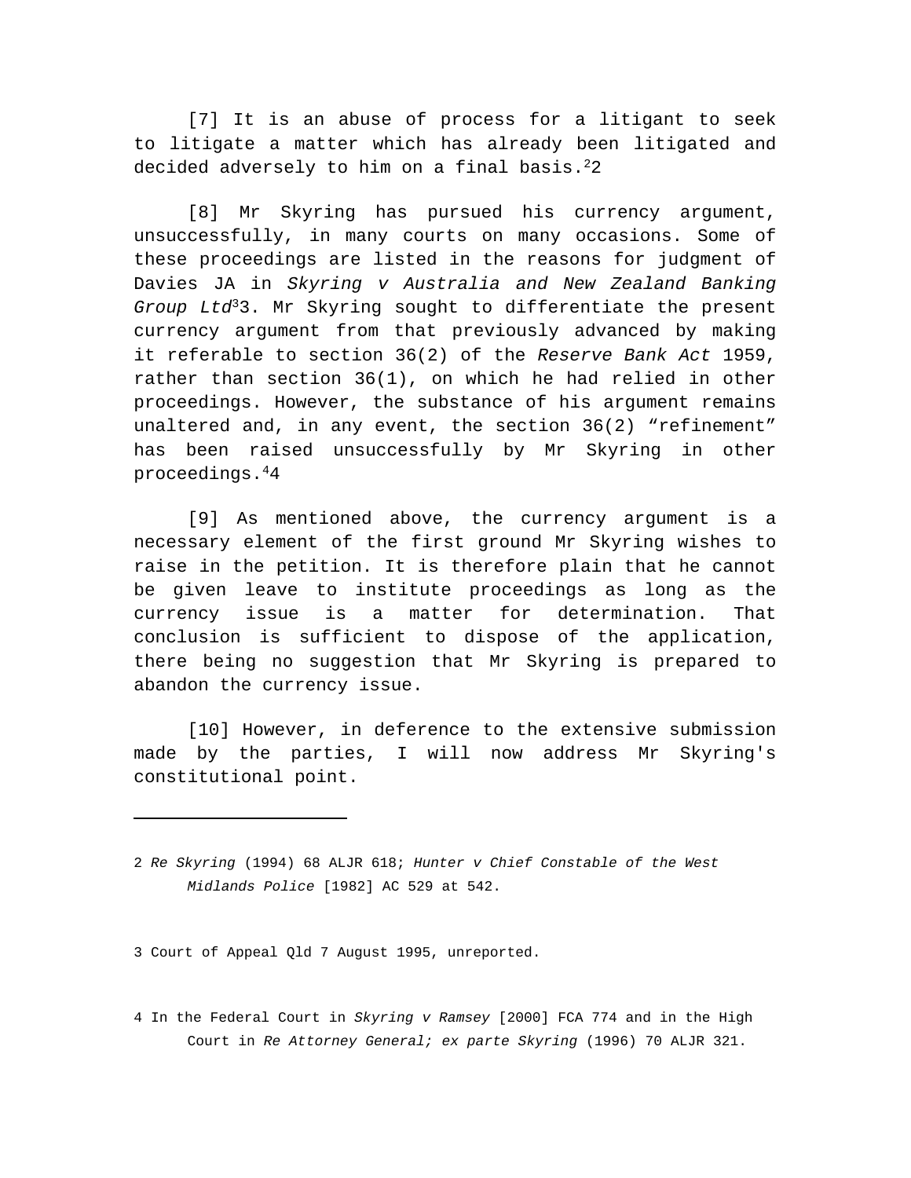[7] It is an abuse of process for a litigant to seek to litigate a matter which has already been litigated and decided adversely to him on a final basis.[2]

[8] Mr Skyring has pursued his currency argument, unsuccessfully, in many courts on many occasions. Some of these proceedings are listed in the reasons for judgment of Davies JA in *Skyring v Australia and New Zealand Banking Group Ltd*[3]. Mr Skyring sought to differentiate the present currency argument from that previously advanced by making it referable to section 36(2) of the *Reserve Bank Act* 1959, rather than section 36(1), on which he had relied in other proceedings. However, the substance of his argument remains unaltered and, in any event, the section 36(2) "refinement" has been raised unsuccessfully by Mr Skyring in other proceedings.[4]

[9] As mentioned above, the currency argument is a necessary element of the first ground Mr Skyring wishes to raise in the petition. It is therefore plain that he cannot be given leave to institute proceedings as long as the currency issue is a matter for determination. That conclusion is sufficient to dispose of the application, there being no suggestion that Mr Skyring is prepared to abandon the currency issue.

[10] However, in deference to the extensive submission made by the parties, I will now address Mr Skyring's constitutional point.

---

2 *Re Skyring* (1994) 68 ALJR 618; *Hunter v Chief Constable of the West Midlands Police* [1982] AC 529 at 542.

3 Court of Appeal Qld 7 August 1995, unreported.

4 In the Federal Court in *Skyring v Ramsey* [2000] FCA 774 and in the High Court in *Re Attorney General; ex parte Skyring* (1996) 70 ALJR 321.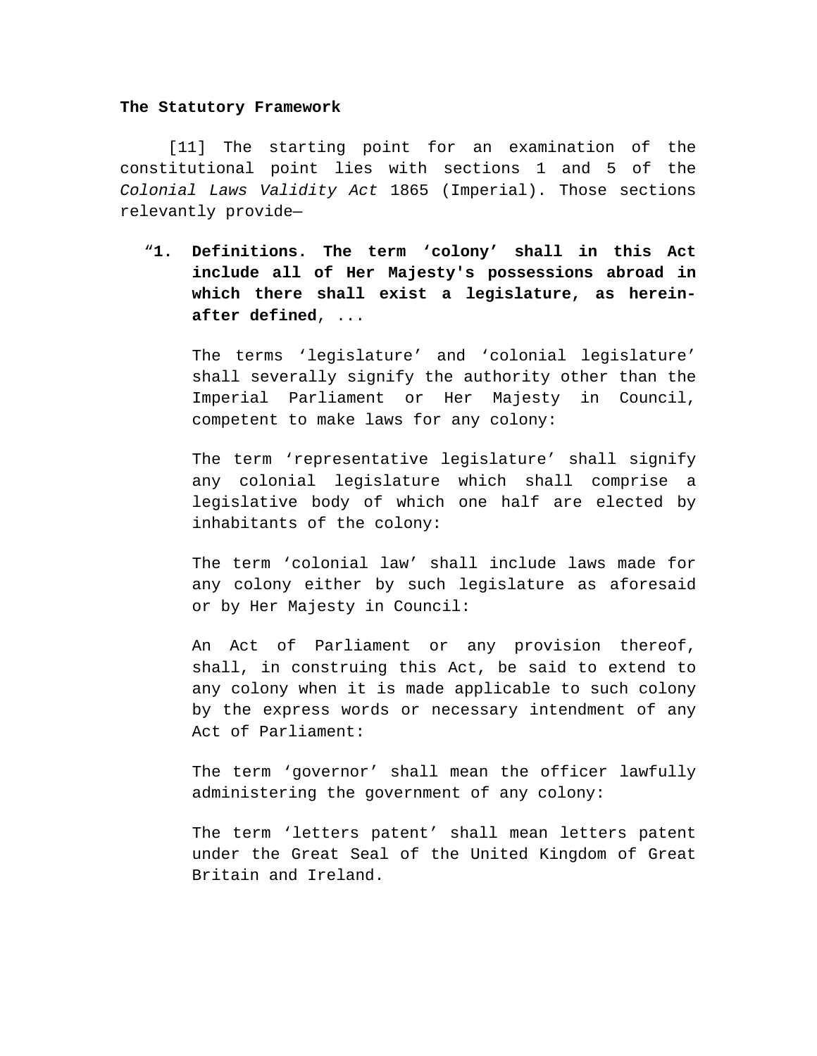**The Statutory Framework**

[11] The starting point for an examination of the constitutional point lies with sections 1 and 5 of the *Colonial Laws Validity Act* 1865 (Imperial). Those sections relevantly provide—

> “**1. Definitions. The term ‘colony’ shall in this Act include all of Her Majesty's possessions abroad in which there shall exist a legislature, as herein-after defined**, ...
>
> The terms ‘legislature’ and ‘colonial legislature’ shall severally signify the authority other than the Imperial Parliament or Her Majesty in Council, competent to make laws for any colony:
>
> The term ‘representative legislature’ shall signify any colonial legislature which shall comprise a legislative body of which one half are elected by inhabitants of the colony:
>
> The term ‘colonial law’ shall include laws made for any colony either by such legislature as aforesaid or by Her Majesty in Council:
>
> An Act of Parliament or any provision thereof, shall, in construing this Act, be said to extend to any colony when it is made applicable to such colony by the express words or necessary intendment of any Act of Parliament:
>
> The term ‘governor’ shall mean the officer lawfully administering the government of any colony:
>
> The term ‘letters patent’ shall mean letters patent under the Great Seal of the United Kingdom of Great Britain and Ireland.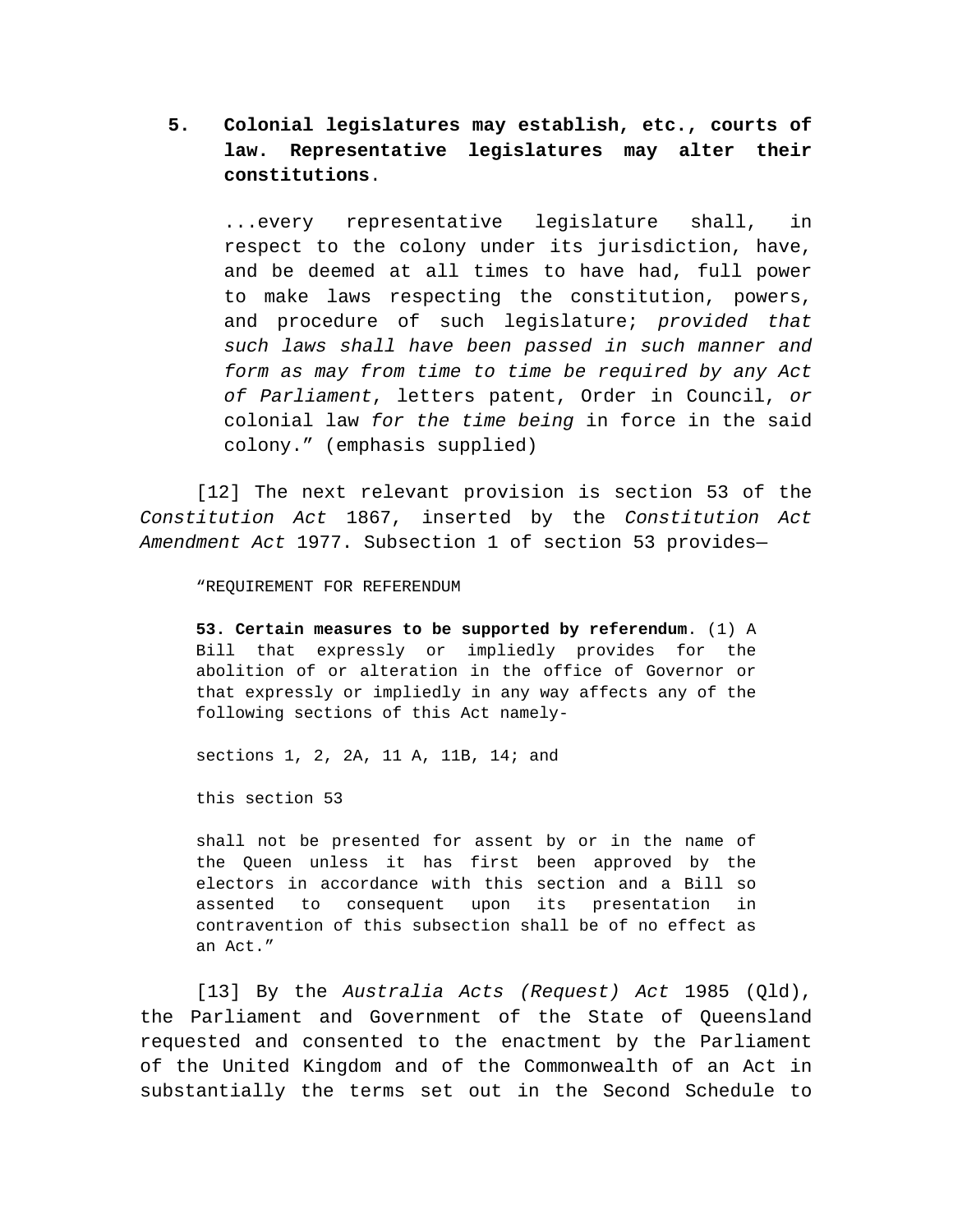**5. Colonial legislatures may establish, etc., courts of law. Representative legislatures may alter their constitutions.**

> ...every representative legislature shall, in respect to the colony under its jurisdiction, have, and be deemed at all times to have had, full power to make laws respecting the constitution, powers, and procedure of such legislature; *provided that such laws shall have been passed in such manner and form as may from time to time be required by any Act of Parliament*, letters patent, Order in Council, *or* colonial law *for the time being* in force in the said colony." (emphasis supplied)

[12] The next relevant provision is section 53 of the *Constitution Act* 1867, inserted by the *Constitution Act Amendment Act* 1977. Subsection 1 of section 53 provides—

> "REQUIREMENT FOR REFERENDUM
>
> **53. Certain measures to be supported by referendum**. (1) A Bill that expressly or impliedly provides for the abolition of or alteration in the office of Governor or that expressly or impliedly in any way affects any of the following sections of this Act namely-
>
> sections 1, 2, 2A, 11 A, 11B, 14; and
>
> this section 53
>
> shall not be presented for assent by or in the name of the Queen unless it has first been approved by the electors in accordance with this section and a Bill so assented to consequent upon its presentation in contravention of this subsection shall be of no effect as an Act."

[13] By the *Australia Acts (Request) Act* 1985 (Qld), the Parliament and Government of the State of Queensland requested and consented to the enactment by the Parliament of the United Kingdom and of the Commonwealth of an Act in substantially the terms set out in the Second Schedule to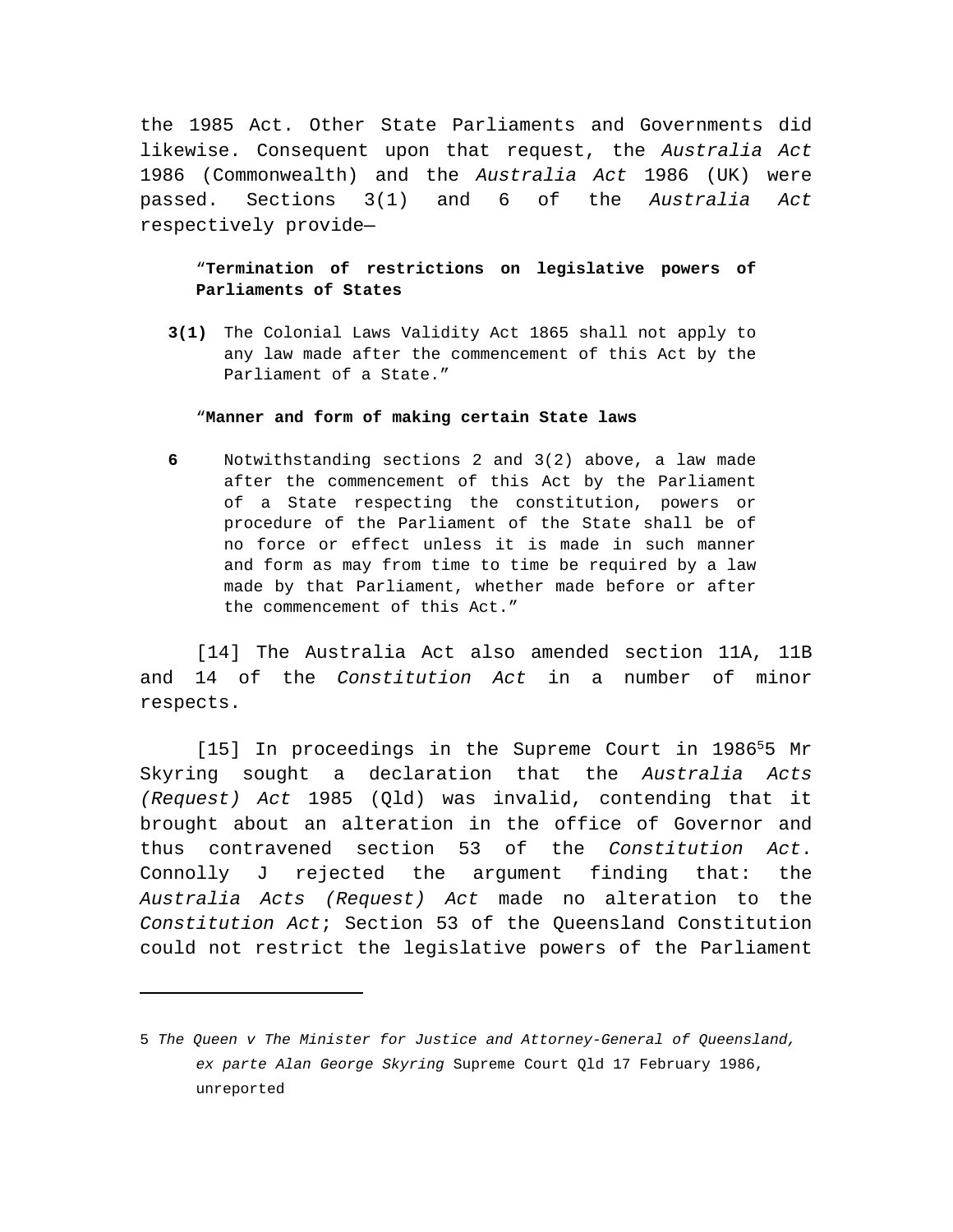the 1985 Act. Other State Parliaments and Governments did likewise. Consequent upon that request, the *Australia Act* 1986 (Commonwealth) and the *Australia Act* 1986 (UK) were passed. Sections 3(1) and 6 of the *Australia Act* respectively provide—

> "**Termination of restrictions on legislative powers of Parliaments of States**
>
> **3(1)** The Colonial Laws Validity Act 1865 shall not apply to any law made after the commencement of this Act by the Parliament of a State."

> "**Manner and form of making certain State laws**
>
> **6** Notwithstanding sections 2 and 3(2) above, a law made after the commencement of this Act by the Parliament of a State respecting the constitution, powers or procedure of the Parliament of the State shall be of no force or effect unless it is made in such manner and form as may from time to time be required by a law made by that Parliament, whether made before or after the commencement of this Act."

[14] The Australia Act also amended section 11A, 11B and 14 of the *Constitution Act* in a number of minor respects.

[15] In proceedings in the Supreme Court in 1986[5]5 Mr Skyring sought a declaration that the *Australia Acts (Request) Act* 1985 (Qld) was invalid, contending that it brought about an alteration in the office of Governor and thus contravened section 53 of the *Constitution Act*. Connolly J rejected the argument finding that: the *Australia Acts (Request) Act* made no alteration to the *Constitution Act*; Section 53 of the Queensland Constitution could not restrict the legislative powers of the Parliament

---

5 *The Queen v The Minister for Justice and Attorney-General of Queensland, ex parte Alan George Skyring* Supreme Court Qld 17 February 1986, unreported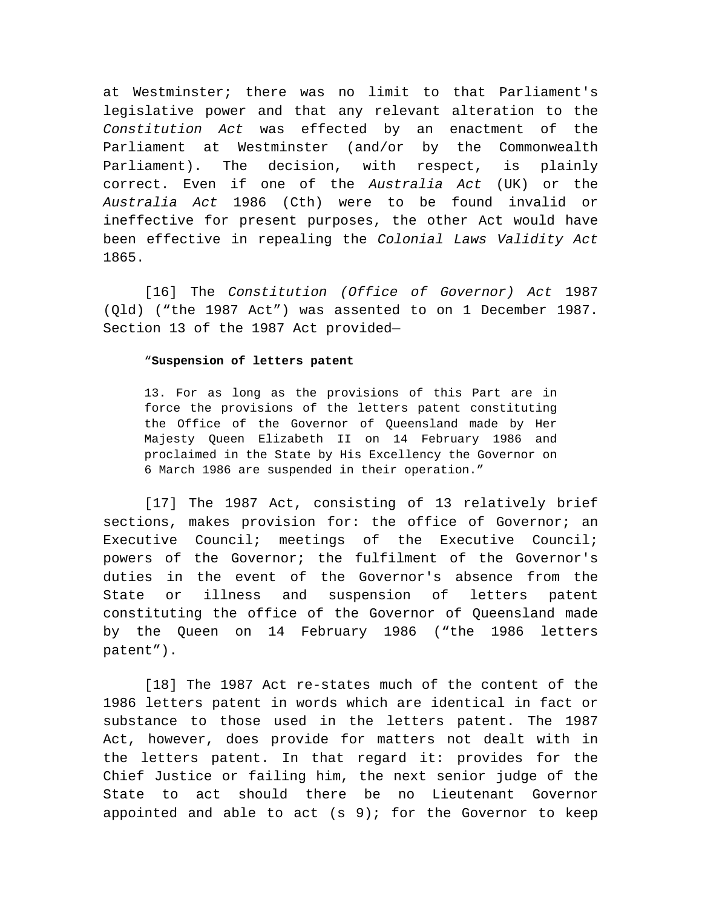at Westminster; there was no limit to that Parliament's legislative power and that any relevant alteration to the *Constitution Act* was effected by an enactment of the Parliament at Westminster (and/or by the Commonwealth Parliament). The decision, with respect, is plainly correct. Even if one of the *Australia Act* (UK) or the *Australia Act* 1986 (Cth) were to be found invalid or ineffective for present purposes, the other Act would have been effective in repealing the *Colonial Laws Validity Act* 1865.

[16] The *Constitution (Office of Governor) Act* 1987 (Qld) ("the 1987 Act") was assented to on 1 December 1987. Section 13 of the 1987 Act provided—

> "**Suspension of letters patent**
>
> 13. For as long as the provisions of this Part are in force the provisions of the letters patent constituting the Office of the Governor of Queensland made by Her Majesty Queen Elizabeth II on 14 February 1986 and proclaimed in the State by His Excellency the Governor on 6 March 1986 are suspended in their operation."

[17] The 1987 Act, consisting of 13 relatively brief sections, makes provision for: the office of Governor; an Executive Council; meetings of the Executive Council; powers of the Governor; the fulfilment of the Governor's duties in the event of the Governor's absence from the State or illness and suspension of letters patent constituting the office of the Governor of Queensland made by the Queen on 14 February 1986 ("the 1986 letters patent").

[18] The 1987 Act re-states much of the content of the 1986 letters patent in words which are identical in fact or substance to those used in the letters patent. The 1987 Act, however, does provide for matters not dealt with in the letters patent. In that regard it: provides for the Chief Justice or failing him, the next senior judge of the State to act should there be no Lieutenant Governor appointed and able to act (s 9); for the Governor to keep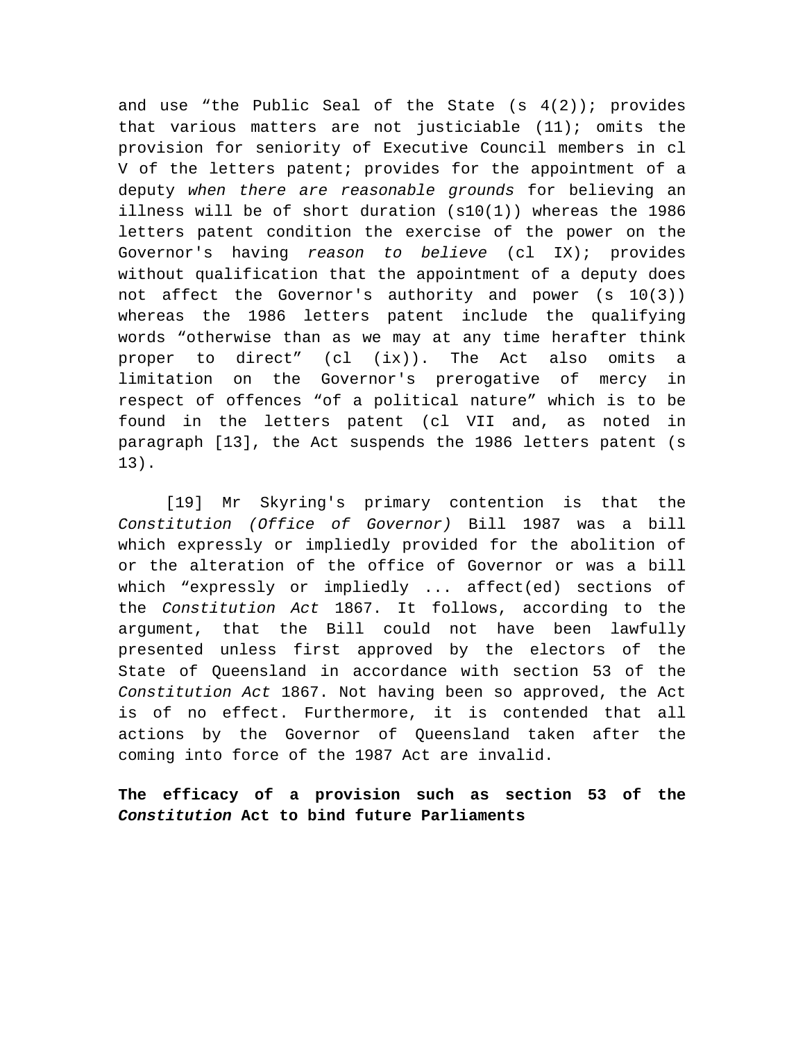and use “the Public Seal of the State (s 4(2)); provides that various matters are not justiciable (11); omits the provision for seniority of Executive Council members in cl V of the letters patent; provides for the appointment of a deputy *when there are reasonable grounds* for believing an illness will be of short duration (s10(1)) whereas the 1986 letters patent condition the exercise of the power on the Governor's having *reason to believe* (cl IX); provides without qualification that the appointment of a deputy does not affect the Governor's authority and power (s 10(3)) whereas the 1986 letters patent include the qualifying words “otherwise than as we may at any time herafter think proper to direct” (cl (ix)). The Act also omits a limitation on the Governor's prerogative of mercy in respect of offences “of a political nature” which is to be found in the letters patent (cl VII and, as noted in paragraph [13], the Act suspends the 1986 letters patent (s 13).

[19] Mr Skyring's primary contention is that the *Constitution (Office of Governor)* Bill 1987 was a bill which expressly or impliedly provided for the abolition of or the alteration of the office of Governor or was a bill which “expressly or impliedly ... affect(ed) sections of the *Constitution Act* 1867. It follows, according to the argument, that the Bill could not have been lawfully presented unless first approved by the electors of the State of Queensland in accordance with section 53 of the *Constitution Act* 1867. Not having been so approved, the Act is of no effect. Furthermore, it is contended that all actions by the Governor of Queensland taken after the coming into force of the 1987 Act are invalid.

**The efficacy of a provision such as section 53 of the *Constitution* Act to bind future Parliaments**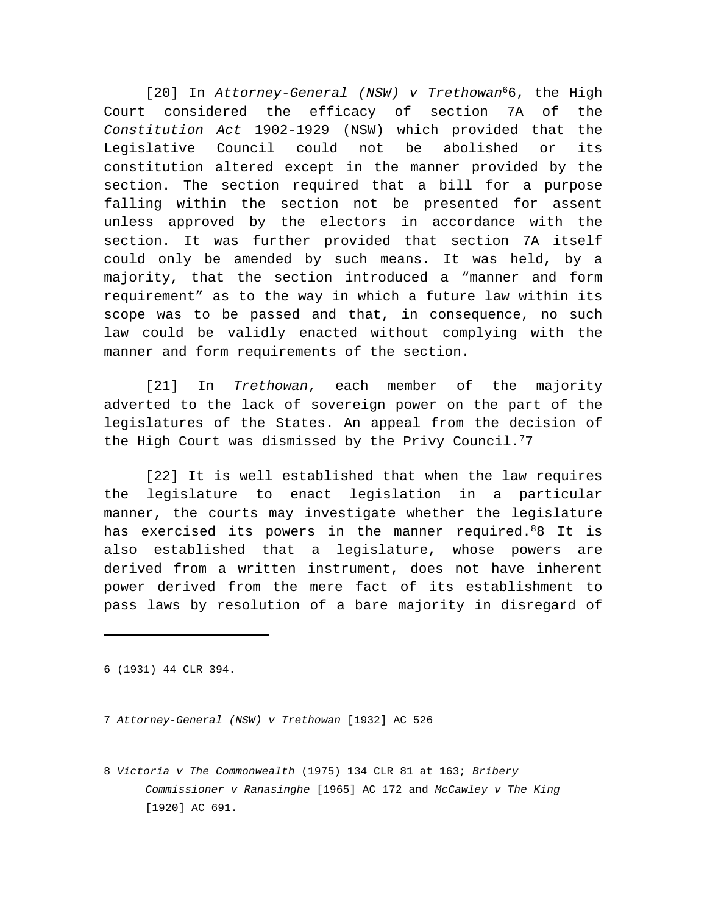[20] In *Attorney-General (NSW) v Trethowan*[6], the High Court considered the efficacy of section 7A of the *Constitution Act* 1902-1929 (NSW) which provided that the Legislative Council could not be abolished or its constitution altered except in the manner provided by the section. The section required that a bill for a purpose falling within the section not be presented for assent unless approved by the electors in accordance with the section. It was further provided that section 7A itself could only be amended by such means. It was held, by a majority, that the section introduced a "manner and form requirement" as to the way in which a future law within its scope was to be passed and that, in consequence, no such law could be validly enacted without complying with the manner and form requirements of the section.

[21] In *Trethowan*, each member of the majority adverted to the lack of sovereign power on the part of the legislatures of the States. An appeal from the decision of the High Court was dismissed by the Privy Council.[7]

[22] It is well established that when the law requires the legislature to enact legislation in a particular manner, the courts may investigate whether the legislature has exercised its powers in the manner required.[8] It is also established that a legislature, whose powers are derived from a written instrument, does not have inherent power derived from the mere fact of its establishment to pass laws by resolution of a bare majority in disregard of

---

6 (1931) 44 CLR 394.

7 *Attorney-General (NSW) v Trethowan* [1932] AC 526

8 *Victoria v The Commonwealth* (1975) 134 CLR 81 at 163; *Bribery Commissioner v Ranasinghe* [1965] AC 172 and *McCawley v The King* [1920] AC 691.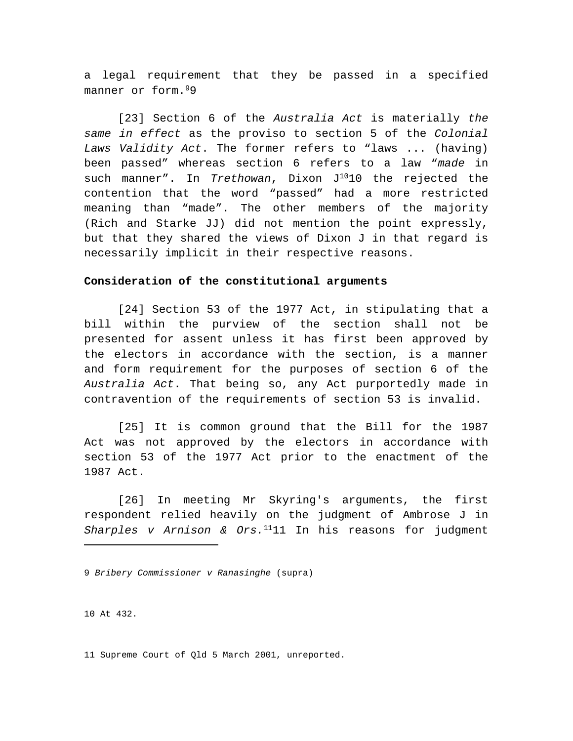a legal requirement that they be passed in a specified manner or form.[9]

[23] Section 6 of the *Australia Act* is materially *the same in effect* as the proviso to section 5 of the *Colonial Laws Validity Act*. The former refers to "laws ... (having) been passed" whereas section 6 refers to a law "*made* in such manner". In *Trethowan*, Dixon J[10] the rejected the contention that the word "passed" had a more restricted meaning than "made". The other members of the majority (Rich and Starke JJ) did not mention the point expressly, but that they shared the views of Dixon J in that regard is necessarily implicit in their respective reasons.

**Consideration of the constitutional arguments**

[24] Section 53 of the 1977 Act, in stipulating that a bill within the purview of the section shall not be presented for assent unless it has first been approved by the electors in accordance with the section, is a manner and form requirement for the purposes of section 6 of the *Australia Act*. That being so, any Act purportedly made in contravention of the requirements of section 53 is invalid.

[25] It is common ground that the Bill for the 1987 Act was not approved by the electors in accordance with section 53 of the 1977 Act prior to the enactment of the 1987 Act.

[26] In meeting Mr Skyring's arguments, the first respondent relied heavily on the judgment of Ambrose J in *Sharples v Arnison & Ors.*[11] In his reasons for judgment

---

9 *Bribery Commissioner v Ranasinghe* (supra)

10 At 432.

11 Supreme Court of Qld 5 March 2001, unreported.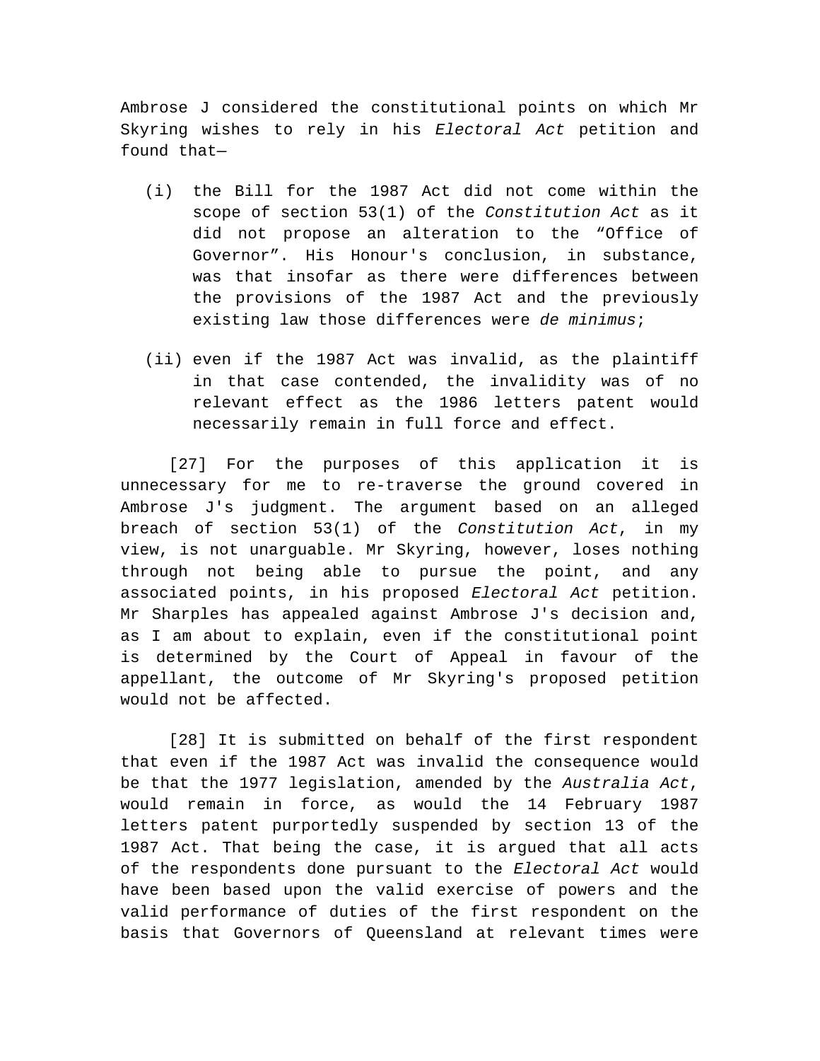Ambrose J considered the constitutional points on which Mr Skyring wishes to rely in his *Electoral Act* petition and found that—

(i) the Bill for the 1987 Act did not come within the scope of section 53(1) of the *Constitution Act* as it did not propose an alteration to the “Office of Governor”. His Honour's conclusion, in substance, was that insofar as there were differences between the provisions of the 1987 Act and the previously existing law those differences were *de minimus*;

(ii) even if the 1987 Act was invalid, as the plaintiff in that case contended, the invalidity was of no relevant effect as the 1986 letters patent would necessarily remain in full force and effect.

[27] For the purposes of this application it is unnecessary for me to re-traverse the ground covered in Ambrose J's judgment. The argument based on an alleged breach of section 53(1) of the *Constitution Act*, in my view, is not unarguable. Mr Skyring, however, loses nothing through not being able to pursue the point, and any associated points, in his proposed *Electoral Act* petition. Mr Sharples has appealed against Ambrose J's decision and, as I am about to explain, even if the constitutional point is determined by the Court of Appeal in favour of the appellant, the outcome of Mr Skyring's proposed petition would not be affected.

[28] It is submitted on behalf of the first respondent that even if the 1987 Act was invalid the consequence would be that the 1977 legislation, amended by the *Australia Act*, would remain in force, as would the 14 February 1987 letters patent purportedly suspended by section 13 of the 1987 Act. That being the case, it is argued that all acts of the respondents done pursuant to the *Electoral Act* would have been based upon the valid exercise of powers and the valid performance of duties of the first respondent on the basis that Governors of Queensland at relevant times were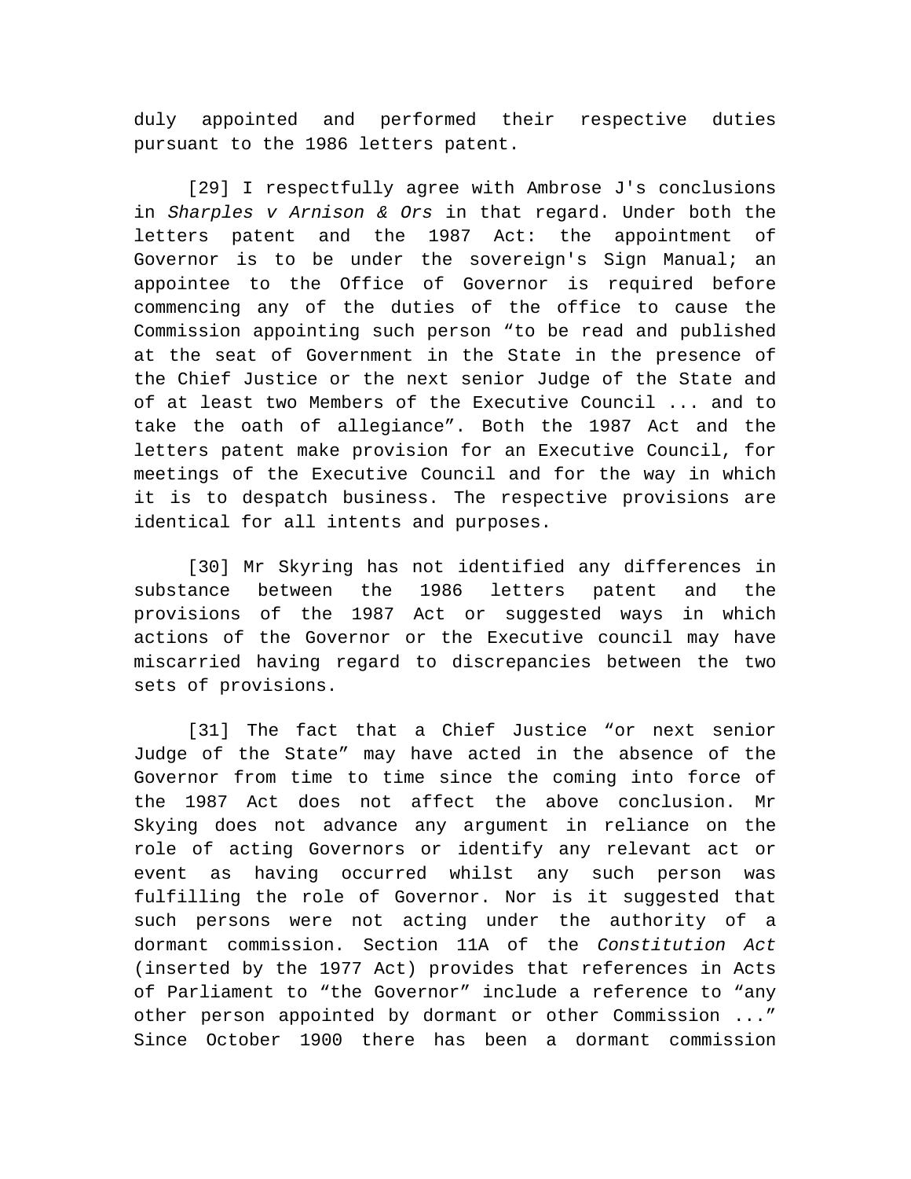duly appointed and performed their respective duties pursuant to the 1986 letters patent.

[29] I respectfully agree with Ambrose J's conclusions in *Sharples v Arnison & Ors* in that regard. Under both the letters patent and the 1987 Act: the appointment of Governor is to be under the sovereign's Sign Manual; an appointee to the Office of Governor is required before commencing any of the duties of the office to cause the Commission appointing such person "to be read and published at the seat of Government in the State in the presence of the Chief Justice or the next senior Judge of the State and of at least two Members of the Executive Council ... and to take the oath of allegiance". Both the 1987 Act and the letters patent make provision for an Executive Council, for meetings of the Executive Council and for the way in which it is to despatch business. The respective provisions are identical for all intents and purposes.

[30] Mr Skyring has not identified any differences in substance between the 1986 letters patent and the provisions of the 1987 Act or suggested ways in which actions of the Governor or the Executive council may have miscarried having regard to discrepancies between the two sets of provisions.

[31] The fact that a Chief Justice "or next senior Judge of the State" may have acted in the absence of the Governor from time to time since the coming into force of the 1987 Act does not affect the above conclusion. Mr Skying does not advance any argument in reliance on the role of acting Governors or identify any relevant act or event as having occurred whilst any such person was fulfilling the role of Governor. Nor is it suggested that such persons were not acting under the authority of a dormant commission. Section 11A of the *Constitution Act* (inserted by the 1977 Act) provides that references in Acts of Parliament to "the Governor" include a reference to "any other person appointed by dormant or other Commission ..." Since October 1900 there has been a dormant commission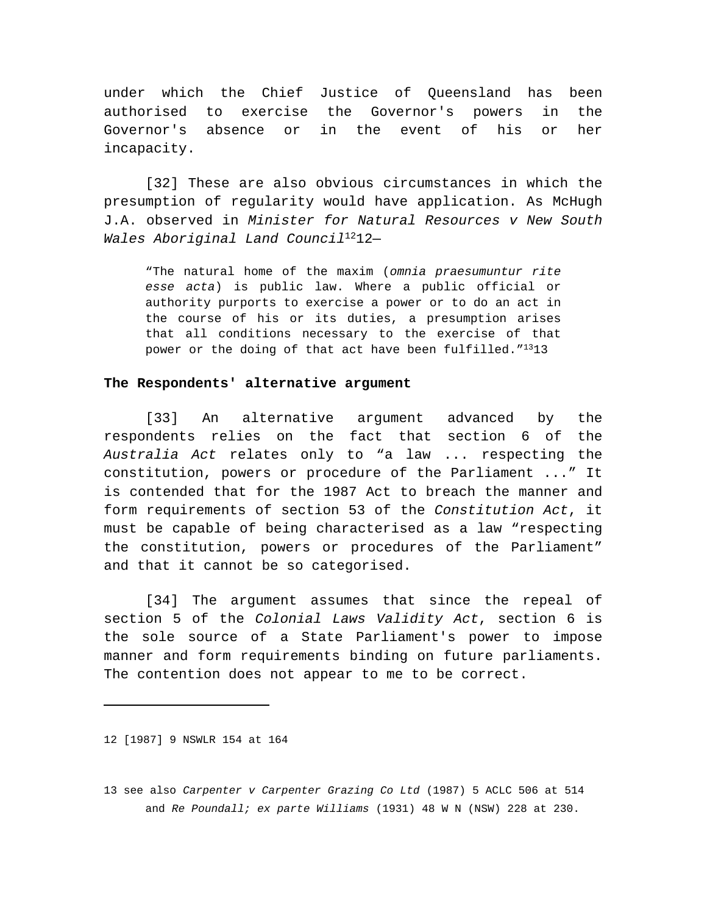under which the Chief Justice of Queensland has been authorised to exercise the Governor's powers in the Governor's absence or in the event of his or her incapacity.

[32] These are also obvious circumstances in which the presumption of regularity would have application. As McHugh J.A. observed in *Minister for Natural Resources v New South Wales Aboriginal Land Council*[12]—

> "The natural home of the maxim (*omnia praesumuntur rite esse acta*) is public law. Where a public official or authority purports to exercise a power or to do an act in the course of his or its duties, a presumption arises that all conditions necessary to the exercise of that power or the doing of that act have been fulfilled."[13]

**The Respondents' alternative argument**

[33] An alternative argument advanced by the respondents relies on the fact that section 6 of the *Australia Act* relates only to "a law ... respecting the constitution, powers or procedure of the Parliament ..." It is contended that for the 1987 Act to breach the manner and form requirements of section 53 of the *Constitution Act*, it must be capable of being characterised as a law "respecting the constitution, powers or procedures of the Parliament" and that it cannot be so categorised.

[34] The argument assumes that since the repeal of section 5 of the *Colonial Laws Validity Act*, section 6 is the sole source of a State Parliament's power to impose manner and form requirements binding on future parliaments. The contention does not appear to me to be correct.

---

12 [1987] 9 NSWLR 154 at 164

13 see also *Carpenter v Carpenter Grazing Co Ltd* (1987) 5 ACLC 506 at 514 and *Re Poundall; ex parte Williams* (1931) 48 W N (NSW) 228 at 230.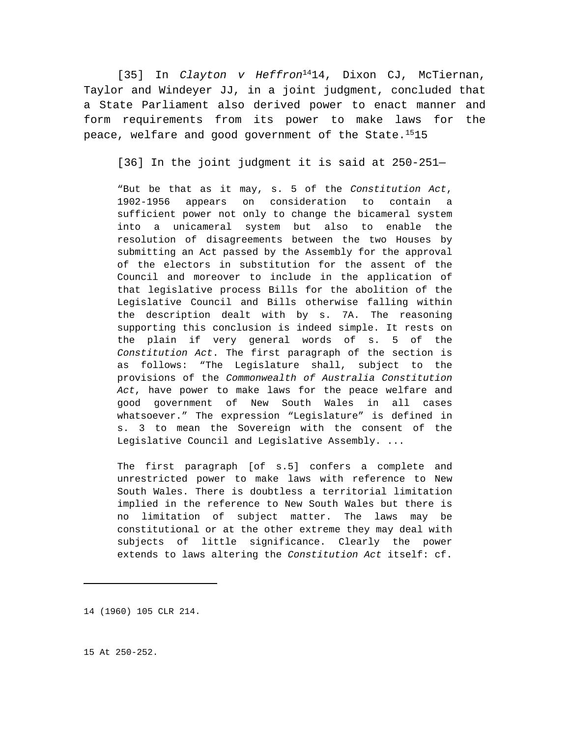[35] In *Clayton v Heffron*[14]14, Dixon CJ, McTiernan, Taylor and Windeyer JJ, in a joint judgment, concluded that a State Parliament also derived power to enact manner and form requirements from its power to make laws for the peace, welfare and good government of the State.[15]15

[36] In the joint judgment it is said at 250-251—

> "But be that as it may, s. 5 of the *Constitution Act*, 1902-1956 appears on consideration to contain a sufficient power not only to change the bicameral system into a unicameral system but also to enable the resolution of disagreements between the two Houses by submitting an Act passed by the Assembly for the approval of the electors in substitution for the assent of the Council and moreover to include in the application of that legislative process Bills for the abolition of the Legislative Council and Bills otherwise falling within the description dealt with by s. 7A. The reasoning supporting this conclusion is indeed simple. It rests on the plain if very general words of s. 5 of the *Constitution Act*. The first paragraph of the section is as follows: "The Legislature shall, subject to the provisions of the *Commonwealth of Australia Constitution Act*, have power to make laws for the peace welfare and good government of New South Wales in all cases whatsoever." The expression "Legislature" is defined in s. 3 to mean the Sovereign with the consent of the Legislative Council and Legislative Assembly. ...
>
> The first paragraph [of s.5] confers a complete and unrestricted power to make laws with reference to New South Wales. There is doubtless a territorial limitation implied in the reference to New South Wales but there is no limitation of subject matter. The laws may be constitutional or at the other extreme they may deal with subjects of little significance. Clearly the power extends to laws altering the *Constitution Act* itself: cf.

---

14 (1960) 105 CLR 214.

15 At 250-252.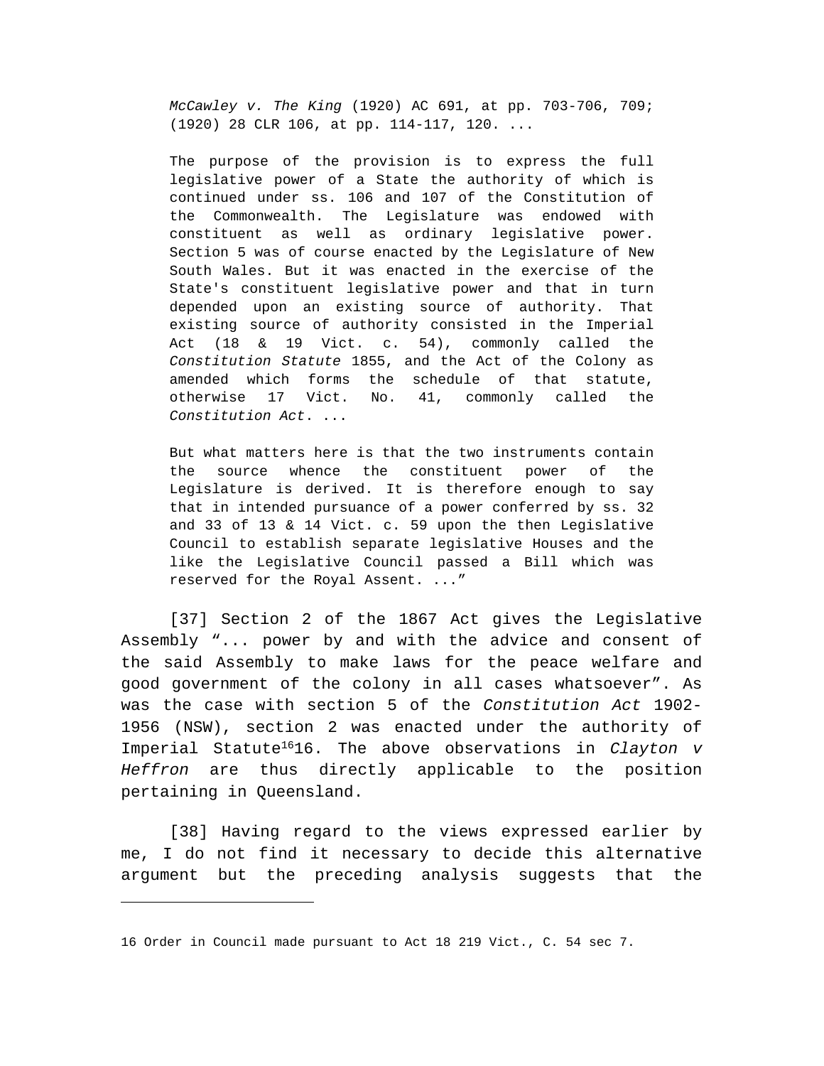*McCawley v. The King* (1920) AC 691, at pp. 703-706, 709; (1920) 28 CLR 106, at pp. 114-117, 120. ...

The purpose of the provision is to express the full legislative power of a State the authority of which is continued under ss. 106 and 107 of the Constitution of the Commonwealth. The Legislature was endowed with constituent as well as ordinary legislative power. Section 5 was of course enacted by the Legislature of New South Wales. But it was enacted in the exercise of the State's constituent legislative power and that in turn depended upon an existing source of authority. That existing source of authority consisted in the Imperial Act (18 & 19 Vict. c. 54), commonly called the *Constitution Statute* 1855, and the Act of the Colony as amended which forms the schedule of that statute, otherwise 17 Vict. No. 41, commonly called the *Constitution Act*. ...

But what matters here is that the two instruments contain the source whence the constituent power of the Legislature is derived. It is therefore enough to say that in intended pursuance of a power conferred by ss. 32 and 33 of 13 & 14 Vict. c. 59 upon the then Legislative Council to establish separate legislative Houses and the like the Legislative Council passed a Bill which was reserved for the Royal Assent. ..."

[37] Section 2 of the 1867 Act gives the Legislative Assembly "... power by and with the advice and consent of the said Assembly to make laws for the peace welfare and good government of the colony in all cases whatsoever". As was the case with section 5 of the *Constitution Act* 1902-1956 (NSW), section 2 was enacted under the authority of Imperial Statute[16]16. The above observations in *Clayton v Heffron* are thus directly applicable to the position pertaining in Queensland.

[38] Having regard to the views expressed earlier by me, I do not find it necessary to decide this alternative argument but the preceding analysis suggests that the

---

16 Order in Council made pursuant to Act 18 219 Vict., C. 54 sec 7.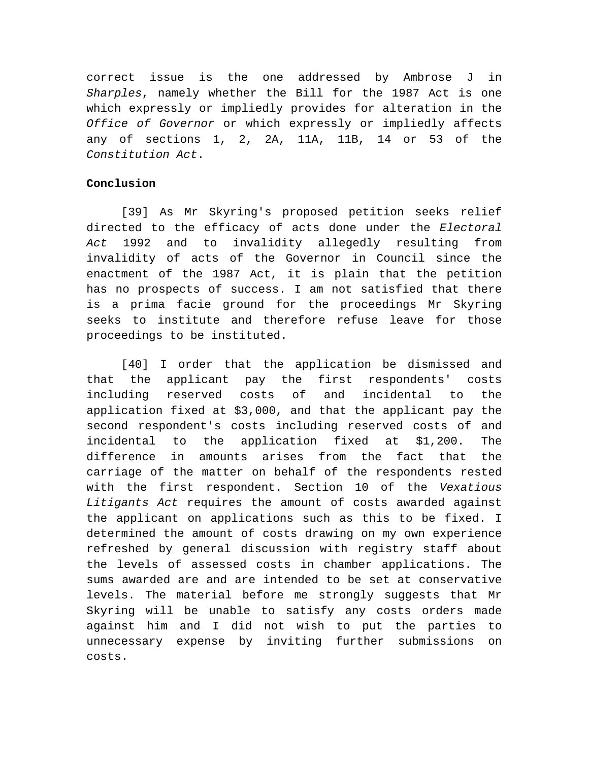correct issue is the one addressed by Ambrose J in *Sharples*, namely whether the Bill for the 1987 Act is one which expressly or impliedly provides for alteration in the *Office of Governor* or which expressly or impliedly affects any of sections 1, 2, 2A, 11A, 11B, 14 or 53 of the *Constitution Act*.

**Conclusion**

[39] As Mr Skyring's proposed petition seeks relief directed to the efficacy of acts done under the *Electoral Act* 1992 and to invalidity allegedly resulting from invalidity of acts of the Governor in Council since the enactment of the 1987 Act, it is plain that the petition has no prospects of success. I am not satisfied that there is a prima facie ground for the proceedings Mr Skyring seeks to institute and therefore refuse leave for those proceedings to be instituted.

[40] I order that the application be dismissed and that the applicant pay the first respondents' costs including reserved costs of and incidental to the application fixed at $3,000, and that the applicant pay the second respondent's costs including reserved costs of and incidental to the application fixed at $1,200. The difference in amounts arises from the fact that the carriage of the matter on behalf of the respondents rested with the first respondent. Section 10 of the *Vexatious Litigants Act* requires the amount of costs awarded against the applicant on applications such as this to be fixed. I determined the amount of costs drawing on my own experience refreshed by general discussion with registry staff about the levels of assessed costs in chamber applications. The sums awarded are and are intended to be set at conservative levels. The material before me strongly suggests that Mr Skyring will be unable to satisfy any costs orders made against him and I did not wish to put the parties to unnecessary expense by inviting further submissions on costs.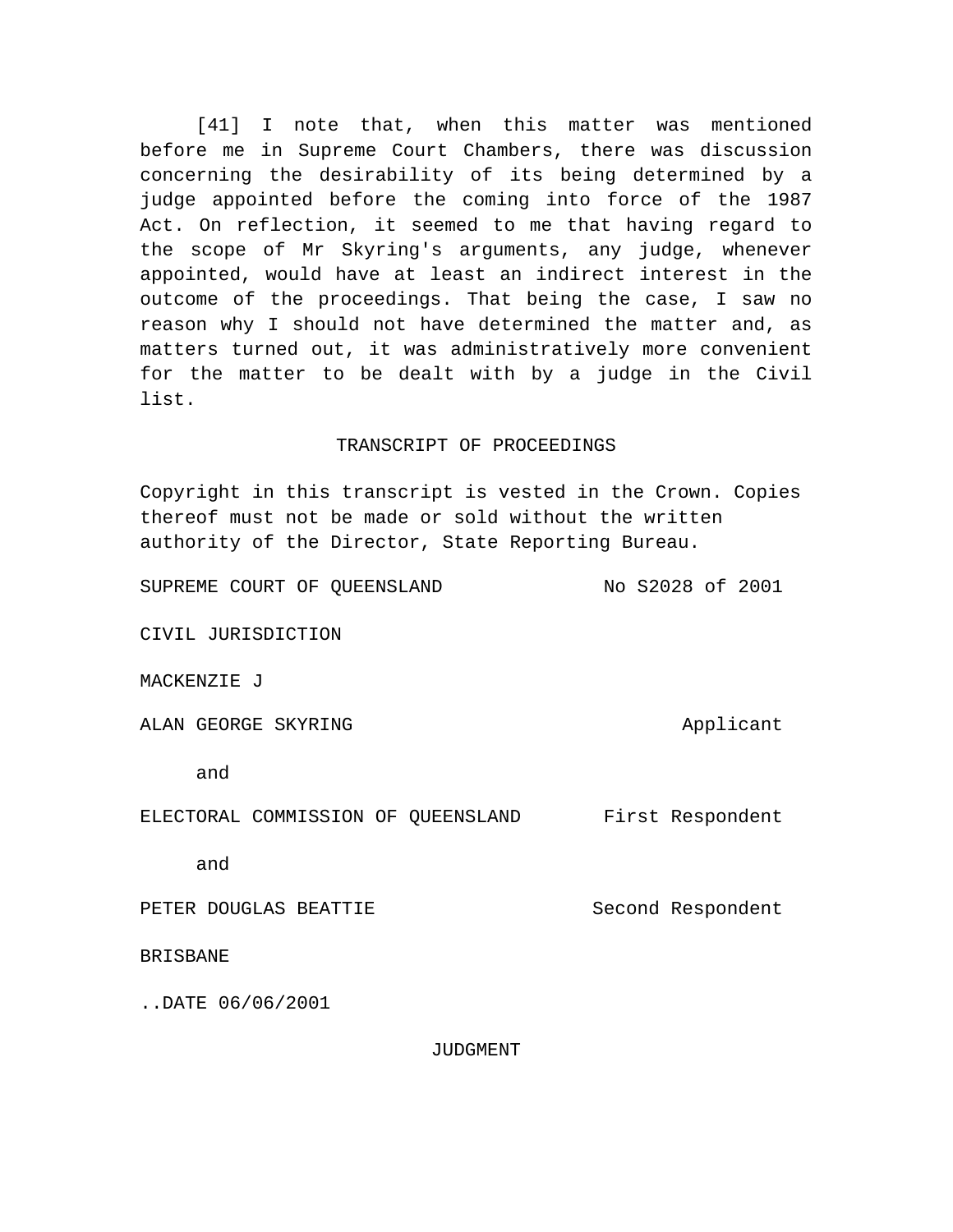[41] I note that, when this matter was mentioned before me in Supreme Court Chambers, there was discussion concerning the desirability of its being determined by a judge appointed before the coming into force of the 1987 Act. On reflection, it seemed to me that having regard to the scope of Mr Skyring's arguments, any judge, whenever appointed, would have at least an indirect interest in the outcome of the proceedings. That being the case, I saw no reason why I should not have determined the matter and, as matters turned out, it was administratively more convenient for the matter to be dealt with by a judge in the Civil list.

TRANSCRIPT OF PROCEEDINGS

Copyright in this transcript is vested in the Crown. Copies thereof must not be made or sold without the written authority of the Director, State Reporting Bureau.

SUPREME COURT OF QUEENSLAND No S2028 of 2001

CIVIL JURISDICTION

MACKENZIE J

ALAN GEORGE SKYRING Applicant

and

ELECTORAL COMMISSION OF QUEENSLAND First Respondent

and

PETER DOUGLAS BEATTIE Second Respondent

BRISBANE

..DATE 06/06/2001

JUDGMENT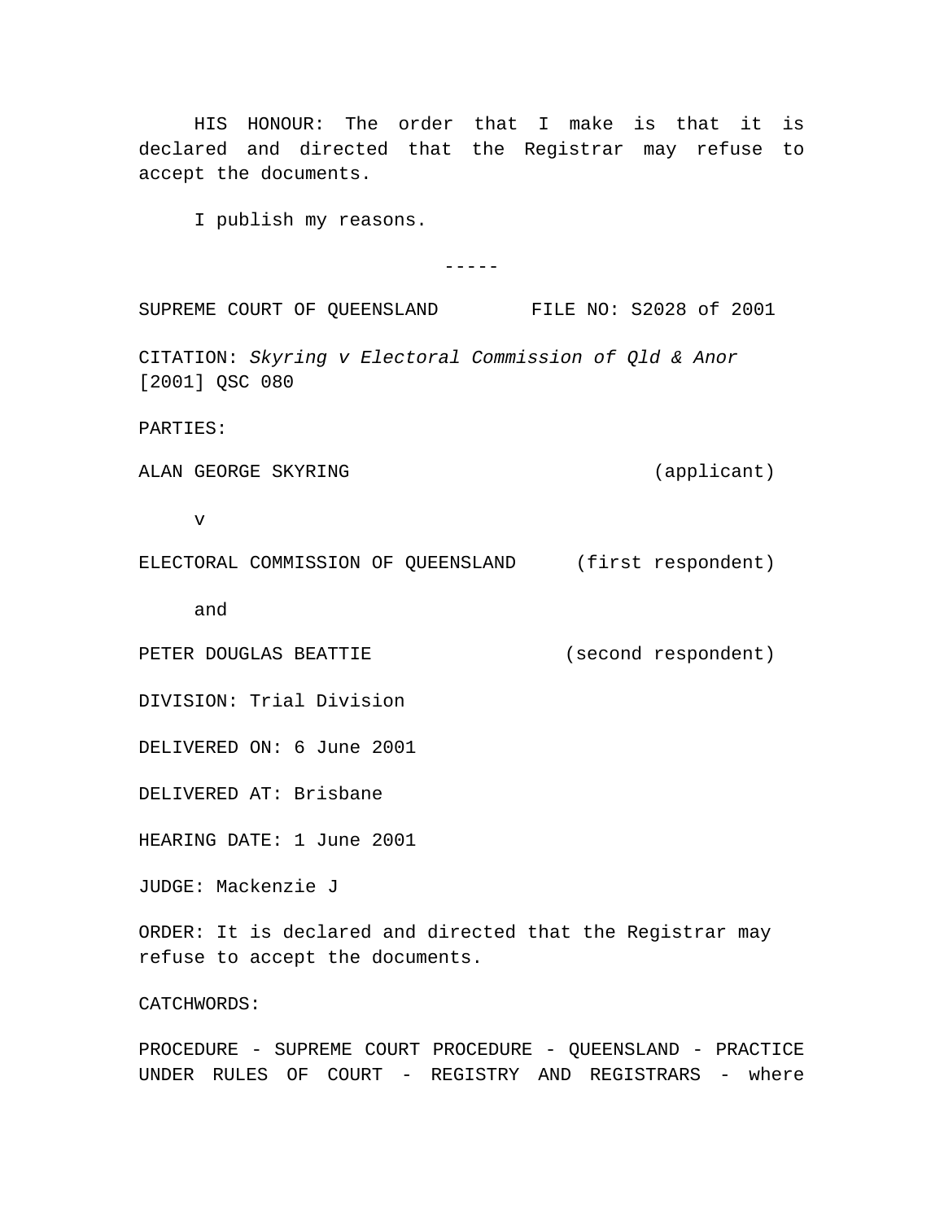HIS HONOUR: The order that I make is that it is declared and directed that the Registrar may refuse to accept the documents.

I publish my reasons.

-----

SUPREME COURT OF QUEENSLAND FILE NO: S2028 of 2001

CITATION: *Skyring v Electoral Commission of Qld & Anor* [2001] QSC 080

PARTIES:

ALAN GEORGE SKYRING (applicant)

v

ELECTORAL COMMISSION OF QUEENSLAND (first respondent)

and

PETER DOUGLAS BEATTIE (second respondent)

DIVISION: Trial Division

DELIVERED ON: 6 June 2001

DELIVERED AT: Brisbane

HEARING DATE: 1 June 2001

JUDGE: Mackenzie J

ORDER: It is declared and directed that the Registrar may refuse to accept the documents.

CATCHWORDS:

PROCEDURE - SUPREME COURT PROCEDURE - QUEENSLAND - PRACTICE UNDER RULES OF COURT - REGISTRY AND REGISTRARS - where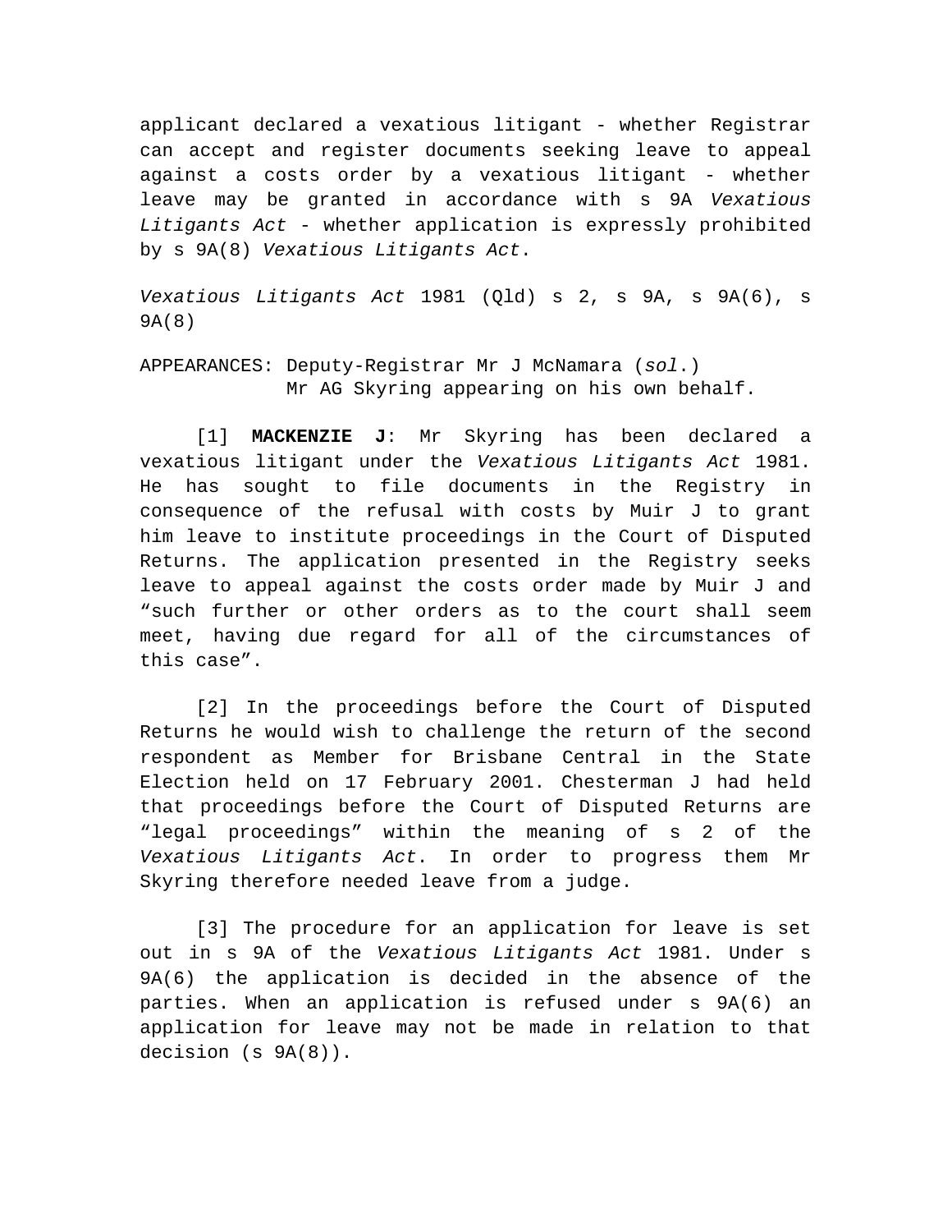applicant declared a vexatious litigant - whether Registrar can accept and register documents seeking leave to appeal against a costs order by a vexatious litigant - whether leave may be granted in accordance with s 9A *Vexatious Litigants Act* - whether application is expressly prohibited by s 9A(8) *Vexatious Litigants Act*.

*Vexatious Litigants Act* 1981 (Qld) s 2, s 9A, s 9A(6), s 9A(8)

APPEARANCES: Deputy-Registrar Mr J McNamara (*sol.*)
Mr AG Skyring appearing on his own behalf.

[1] **MACKENZIE J**: Mr Skyring has been declared a vexatious litigant under the *Vexatious Litigants Act* 1981. He has sought to file documents in the Registry in consequence of the refusal with costs by Muir J to grant him leave to institute proceedings in the Court of Disputed Returns. The application presented in the Registry seeks leave to appeal against the costs order made by Muir J and "such further or other orders as to the court shall seem meet, having due regard for all of the circumstances of this case".

[2] In the proceedings before the Court of Disputed Returns he would wish to challenge the return of the second respondent as Member for Brisbane Central in the State Election held on 17 February 2001. Chesterman J had held that proceedings before the Court of Disputed Returns are "legal proceedings" within the meaning of s 2 of the *Vexatious Litigants Act*. In order to progress them Mr Skyring therefore needed leave from a judge.

[3] The procedure for an application for leave is set out in s 9A of the *Vexatious Litigants Act* 1981. Under s 9A(6) the application is decided in the absence of the parties. When an application is refused under s 9A(6) an application for leave may not be made in relation to that decision (s 9A(8)).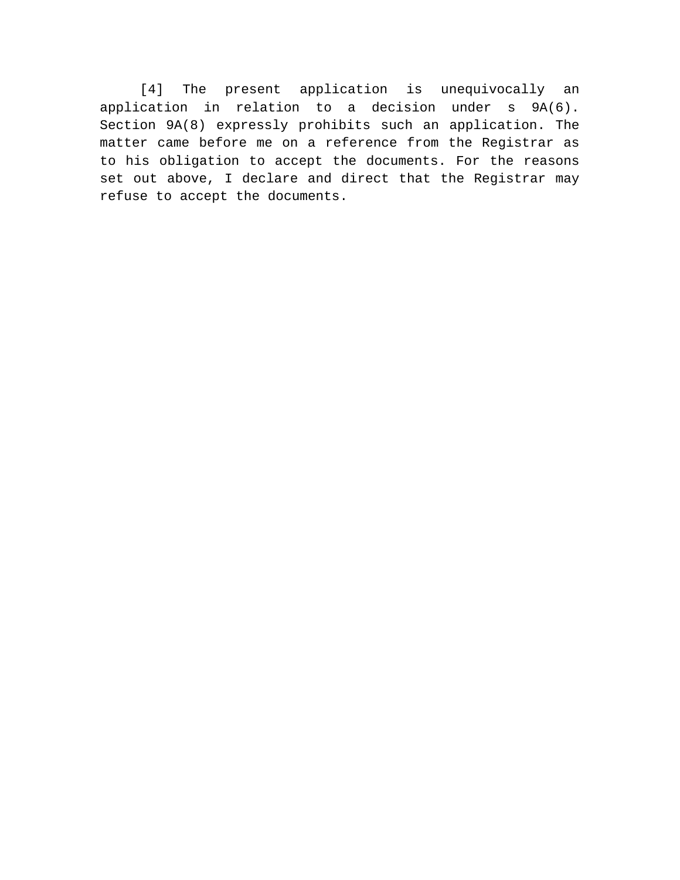[4] The present application is unequivocally an application in relation to a decision under s 9A(6). Section 9A(8) expressly prohibits such an application. The matter came before me on a reference from the Registrar as to his obligation to accept the documents. For the reasons set out above, I declare and direct that the Registrar may refuse to accept the documents.